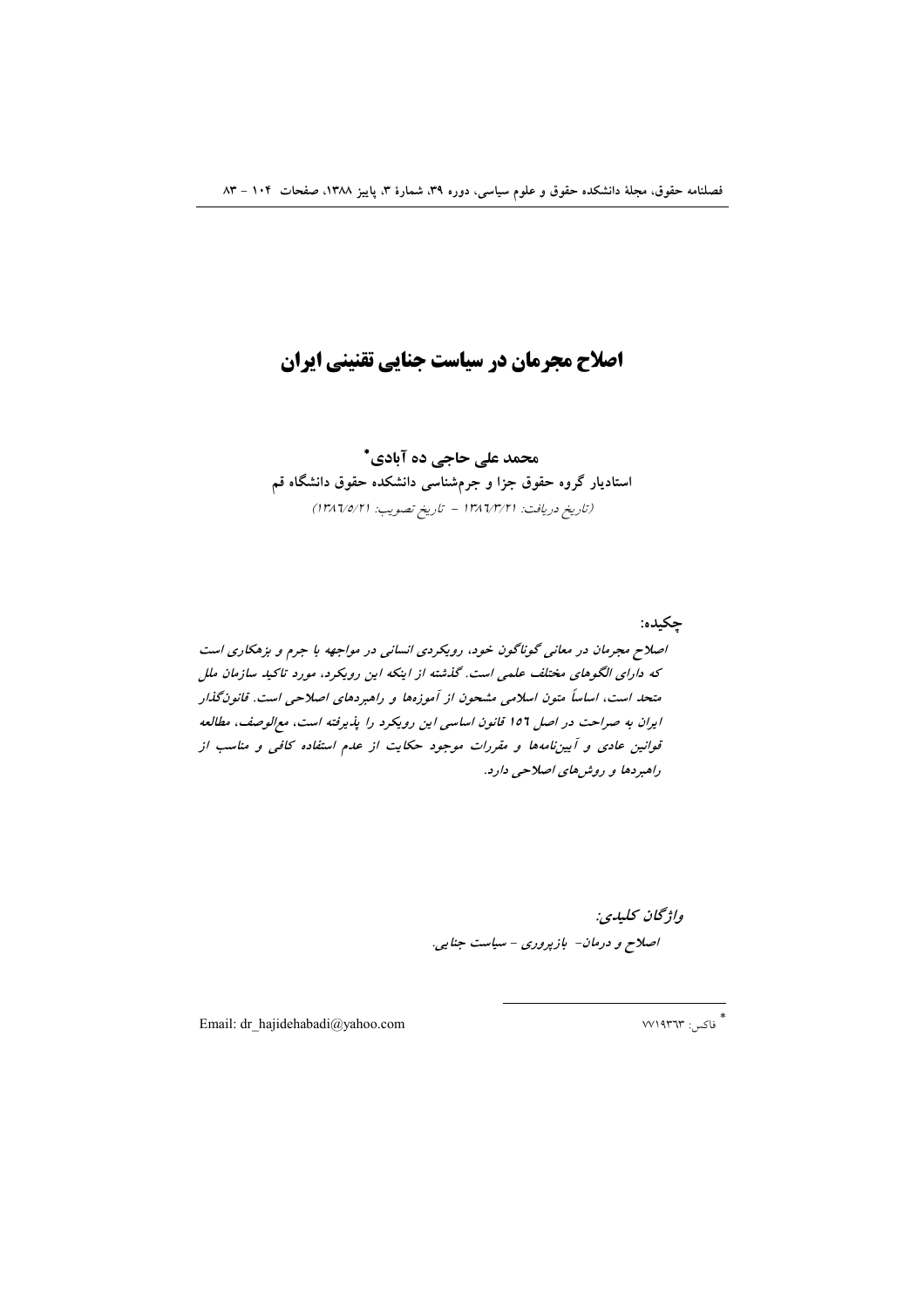# اصلاح مجرمان در سیاست جنایی تقنینی ایران

**محمد علی حاجی ده آبادی***

**استادیار گروه حقوق جزا و جرم‌شناسی دانشکده حقوق دانشگاه قم**

(تاریخ دریافت: ۱۳۸۶/۳/۲۱ - تاریخ تصویب: ۱۳۸۶/۵/۲۱)

**چکیده:**

*اصلاح مجرمان در معانی گوناگون خود، رویکردی انسانی در مواجهه با جرم و بزهکاری است که دارای الگوهای مختلف علمی است. گذشته از اینکه این رویکرد، مورد تاکید سازمان ملل متحد است، اساساً متون اسلامی مشحون از آموزه‌ها و راهبردهای اصلاحی است. قانونگذار ایران به صراحت در اصل ۱۵٦ قانون اساسی این رویکرد را پذیرفته است، مع‌الوصف، مطالعه قوانین عادی و آیین‌نامه‌ها و مقررات موجود حکایت از عدم استفاده کافی و مناسب از راهبردها و روش‌های اصلاحی دارد.*

***واژگان کلیدی:***

*اصلاح و درمان- بازپروری - سیاست جنایی.*

---

* فاکس: ۷۷۱۹۳٦۳

Email: dr_hajidehabadi@yahoo.com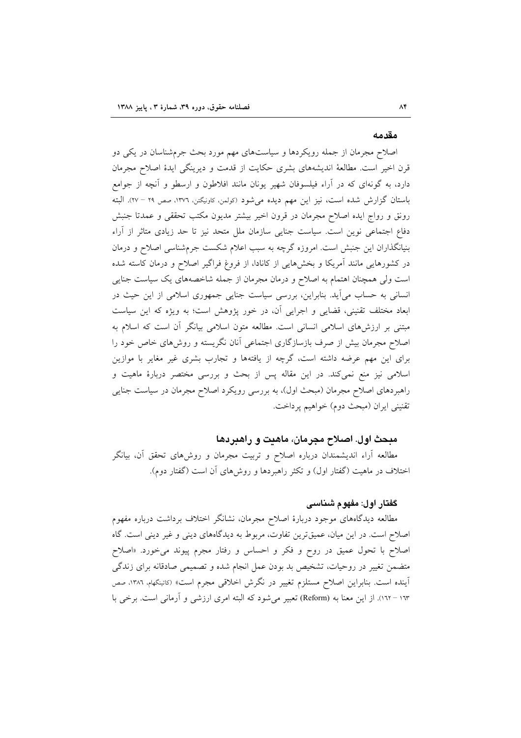## مقدمه

اصلاح مجرمان از جمله رویکردها و سیاست‌های مهم مورد بحث جرم‌شناسان در یکی دو قرن اخیر است. مطالعهٔ اندیشه‌های بشری حکایت از قدمت و دیرینگی ایدهٔ اصلاح مجرمان دارد، به گونه‌ای که در آراء فیلسوفان شهیر یونان مانند افلاطون و ارسطو و آنچه از جوامع باستان گزارش شده است، نیز این مهم دیده می‌شود (کولمن، کاونیگتن، ۱۳۷۶، صص ۲۹ – ۲۷). البته رونق و رواج ایده اصلاح مجرمان در قرون اخیر بیشتر مدیون مکتب تحققی و عمدتا جنبش دفاع اجتماعی نوین است. سیاست جنایی سازمان ملل متحد نیز تا حد زیادی متاثر از آراء بنیانگذاران این جنبش است. امروزه گرچه به سبب اعلام شکست جرم‌شناسی اصلاح و درمان در کشورهایی مانند آمریکا و بخش‌هایی از کانادا، از فروغ فراگیر اصلاح و درمان کاسته شده است ولی همچنان اهتمام به اصلاح و درمان مجرمان از جمله شاخصه‌های یک سیاست جنایی انسانی به حساب می‌آید. بنابراین، بررسی سیاست جنایی جمهوری اسلامی از این حیث در ابعاد مختلف تقنینی، قضایی و اجرایی آن، در خور پژوهش است؛ به ویژه که این سیاست مبتنی بر ارزش‌های اسلامی انسانی است. مطالعه متون اسلامی بیانگر آن است که اسلام به اصلاح مجرمان بیش از صرف بازسازگاری اجتماعی آنان نگریسته و روش‌های خاص خود را برای این مهم عرضه داشته است، گرچه از یافته‌ها و تجارب بشری غیر مغایر با موازین اسلامی نیز منع نمی‌کند. در این مقاله پس از بحث و بررسی مختصر دربارهٔ ماهیت و راهبردهای اصلاح مجرمان (مبحث اول)، به بررسی رویکرد اصلاح مجرمان در سیاست جنایی تقنینی ایران (مبحث دوم) خواهیم پرداخت.

## مبحث اول. اصلاح مجرمان، ماهیت و راهبردها

مطالعه آراء اندیشمندان درباره اصلاح و تربیت مجرمان و روش‌های تحقق آن، بیانگر اختلاف در ماهیت (گفتار اول) و تکثر راهبردها و روش‌های آن است (گفتار دوم).

### گفتار اول: مفهوم شناسی

مطالعه دیدگاه‌های موجود دربارهٔ اصلاح مجرمان، نشانگر اختلاف برداشت درباره مفهوم اصلاح است. در این میان، عمیق‌ترین تفاوت، مربوط به دیدگاه‌های دینی و غیر دینی است. گاه اصلاح با تحول عمیق در روح و فکر و احساس و رفتار مجرم پیوند می‌خورد. «اصلاح متضمن تغییر در روحیات، تشخیص بد بودن عمل انجام شده و تصمیمی صادقانه برای زندگی آینده است. بنابراین اصلاح مستلزم تغییر در نگرش اخلاقی مجرم است» (کاتینگهام، ۱۳۸۶، صص ۱۶۳ – ۱۶۲). از این معنا به (Reform) تعبیر می‌شود که البته امری ارزشی و آرمانی است. برخی با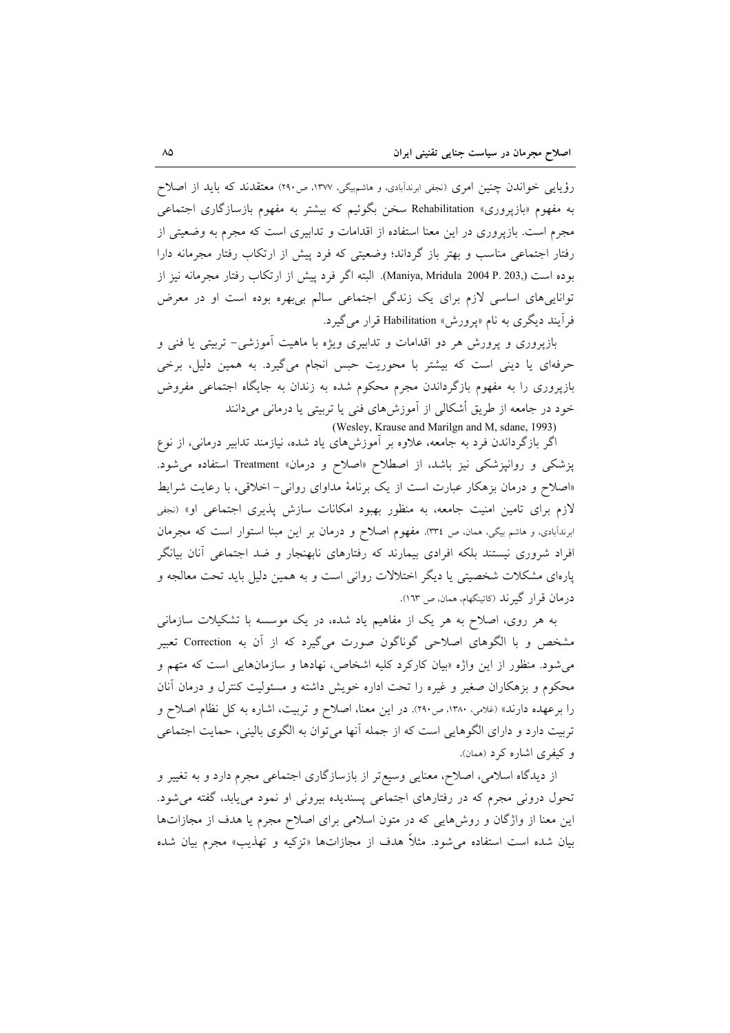رؤیایی خواندن چنین امری (نجفی ابرندآبادی، و هاشم‌بیگی، ۱۳۷۷، ص۲۹۰) معتقدند که باید از اصلاح به مفهوم «بازپروری» Rehabilitation سخن بگوئیم که بیشتر به مفهوم بازسازگاری اجتماعی مجرم است. بازپروری در این معنا استفاده از اقدامات و تدابیری است که مجرم به وضعیتی از رفتار اجتماعی مناسب و بهتر باز گرداند؛ وضعیتی که فرد پیش از ارتکاب رفتار مجرمانه دارا بوده است (Maniya, Mridula 2004 P. 203,). البته اگر فرد پیش از ارتکاب رفتار مجرمانه نیز از توانایی‌های اساسی لازم برای یک زندگی اجتماعی سالم بی‌بهره بوده است او در معرض فرآیند دیگری به نام «پرورش» Habilitation قرار می‌گیرد.

بازپروری و پرورش هر دو اقدامات و تدابیری ویژه با ماهیت آموزشی- تربیتی یا فنی و حرفه‌ای یا دینی است که بیشتر با محوریت حبس انجام می‌گیرد. به همین دلیل، برخی بازپروری را به مفهوم بازگرداندن مجرم محکوم شده به زندان به جایگاه اجتماعی مفروض خود در جامعه از طریق أشکالی از آموزش‌های فنی یا تربیتی یا درمانی می‌دانند (Wesley, Krause and Marilgn and M, sdane, 1993)

اگر بازگرداندن فرد به جامعه، علاوه بر آموزش‌های یاد شده، نیازمند تدابیر درمانی، از نوع پزشکی و روانپزشکی نیز باشد، از اصطلاح «اصلاح و درمان» Treatment استفاده می‌شود. «اصلاح و درمان بزهکار عبارت است از یک برنامهٔ مداوای روانی- اخلاقی، با رعایت شرایط لازم برای تامین امنیت جامعه، به منظور بهبود امکانات سازش پذیری اجتماعی او» (نجفی ابرندآبادی، و هاشم بیگی، همان، ص ۳۳٤). مفهوم اصلاح و درمان بر این مبنا استوار است که مجرمان افراد شروری نیستند بلکه افرادی بیمارند که رفتارهای نابهنجار و ضد اجتماعی آنان بیانگر پاره‌ای مشکلات شخصیتی یا دیگر اختلالات روانی است و به همین دلیل باید تحت معالجه و درمان قرار گیرند (کاتینگهام، همان، ص ١٦٣).

به هر روی، اصلاح به هر یک از مفاهیم یاد شده، در یک موسسه با تشکیلات سازمانی مشخص و با الگوهای اصلاحی گوناگون صورت می‌گیرد که از آن به Correction تعبیر می‌شود. منظور از این واژه «بیان کارکرد کلیه اشخاص، نهادها و سازمان‌هایی است که متهم و محکوم و بزهکاران صغیر و غیره را تحت اداره خویش داشته و مسئولیت کنترل و درمان آنان را برعهده دارند» (غلامی، ۱۳۸۰، ص۲۹۰). در این معنا، اصلاح و تربیت، اشاره به کل نظام اصلاح و تربیت دارد و دارای الگوهایی است که از جمله آنها می‌توان به الگوی بالینی، حمایت اجتماعی و کیفری اشاره کرد (همان).

از دیدگاه اسلامی، اصلاح، معنایی وسیع‌تر از بازسازگاری اجتماعی مجرم دارد و به تغییر و تحول درونی مجرم که در رفتارهای اجتماعی پسندیده بیرونی او نمود می‌یابد، گفته می‌شود. این معنا از واژگان و روش‌هایی که در متون اسلامی برای اصلاح مجرم یا هدف از مجازات‌ها بیان شده است استفاده می‌شود. مثلاً هدف از مجازات‌ها «تزکیه و تهذیب» مجرم بیان شده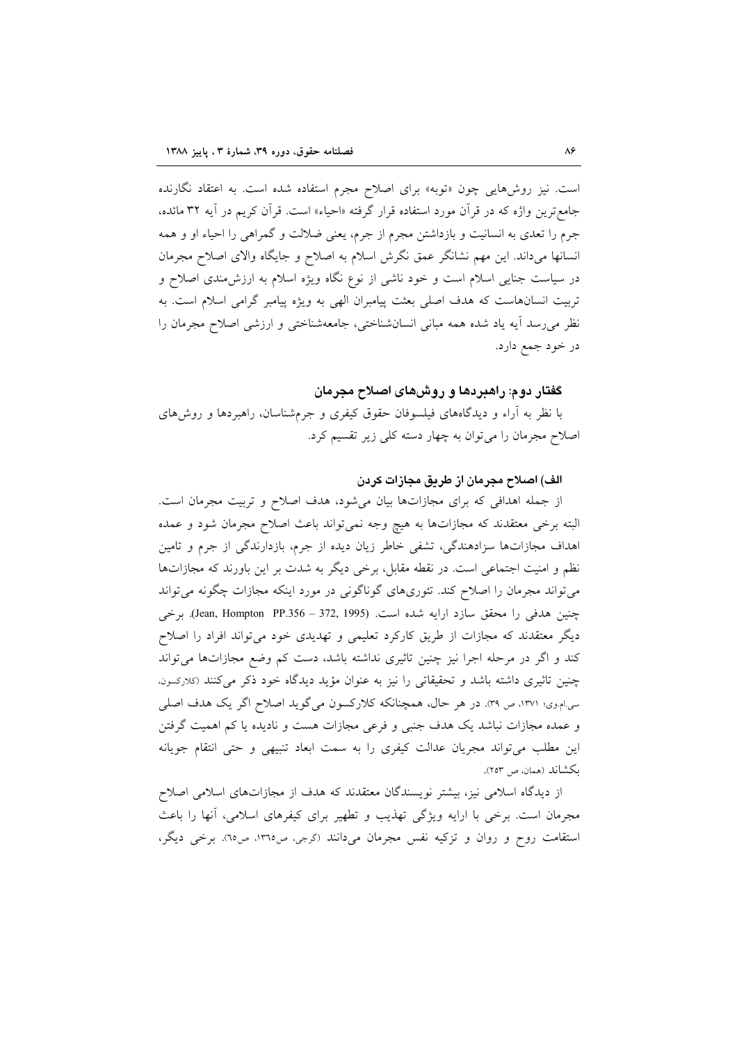است. نیز روش‌هایی چون «توبه» برای اصلاح مجرم استفاده شده است. به اعتقاد نگارنده جامع‌ترین واژه که در قرآن مورد استفاده قرار گرفته «احیاء» است. قرآن کریم در آیه ۳۲ مائده، جرم را تعدی به انسانیت و بازداشتن مجرم از جرم، یعنی ضلالت و گمراهی را احیاء او و همه انسانها می‌داند. این مهم نشانگر عمق نگرش اسلام به اصلاح و جایگاه والای اصلاح مجرمان در سیاست جنایی اسلام است و خود ناشی از نوع نگاه ویژه اسلام به ارزش‌مندی اصلاح و تربیت انسان‌هاست که هدف اصلی بعثت پیامبران الهی به ویژه پیامبر گرامی اسلام است. به نظر می‌رسد آیه یاد شده همه مبانی انسان‌شناختی، جامعه‌شناختی و ارزشی اصلاح مجرمان را در خود جمع دارد.

## گفتار دوم: راهبردها و روش‌های اصلاح مجرمان

با نظر به آراء و دیدگاه‌های فیلسوفان حقوق کیفری و جرم‌شناسان، راهبردها و روش‌های اصلاح مجرمان را می‌توان به چهار دسته کلی زیر تقسیم کرد.

### الف) اصلاح مجرمان از طریق مجازات کردن

از جمله اهدافی که برای مجازات‌ها بیان می‌شود، هدف اصلاح و تربیت مجرمان است. البته برخی معتقدند که مجازات‌ها به هیچ وجه نمی‌تواند باعث اصلاح مجرمان شود و عمده اهداف مجازات‌ها سزادهندگی، تشفی خاطر زیان دیده از جرم، بازدارندگی از جرم و تامین نظم و امنیت اجتماعی است. در نقطه مقابل، برخی دیگر به شدت بر این باورند که مجازات‌ها می‌تواند مجرمان را اصلاح کند. تئوری‌های گوناگونی در مورد اینکه مجازات چگونه می‌تواند چنین هدفی را محقق سازد ارایه شده است. (Jean, Hompton PP.356 – 372, 1995). برخی دیگر معتقدند که مجازات از طریق کارکرد تعلیمی و تهدیدی خود می‌تواند افراد را اصلاح کند و اگر در مرحله اجرا نیز چنین تاثیری نداشته باشد، دست کم وضع مجازات‌ها می‌تواند چنین تاثیری داشته باشد و تحقیقاتی را نیز به عنوان مؤید دیدگاه خود ذکر می‌کنند (کلارکسون، سی.ام.وی؛ ۱۳۷۱، ص ۳۹). در هر حال، همچنانکه کلارکسون می‌گوید اصلاح اگر یک هدف اصلی و عمده مجازات نباشد یک هدف جنبی و فرعی مجازات هست و نادیده یا کم اهمیت گرفتن این مطلب می‌تواند مجریان عدالت کیفری را به سمت ابعاد تنبیهی و حتی انتقام جویانه بکشاند (همان، ص ۲۵۳).

از دیدگاه اسلامی نیز، بیشتر نویسندگان معتقدند که هدف از مجازات‌های اسلامی اصلاح مجرمان است. برخی با ارایه ویژگی تهذیب و تطهیر برای کیفرهای اسلامی، آنها را باعث استقامت روح و روان و تزکیه نفس مجرمان می‌دانند (گرجی، ص۱۳٦٥، ص٦٥). برخی دیگر،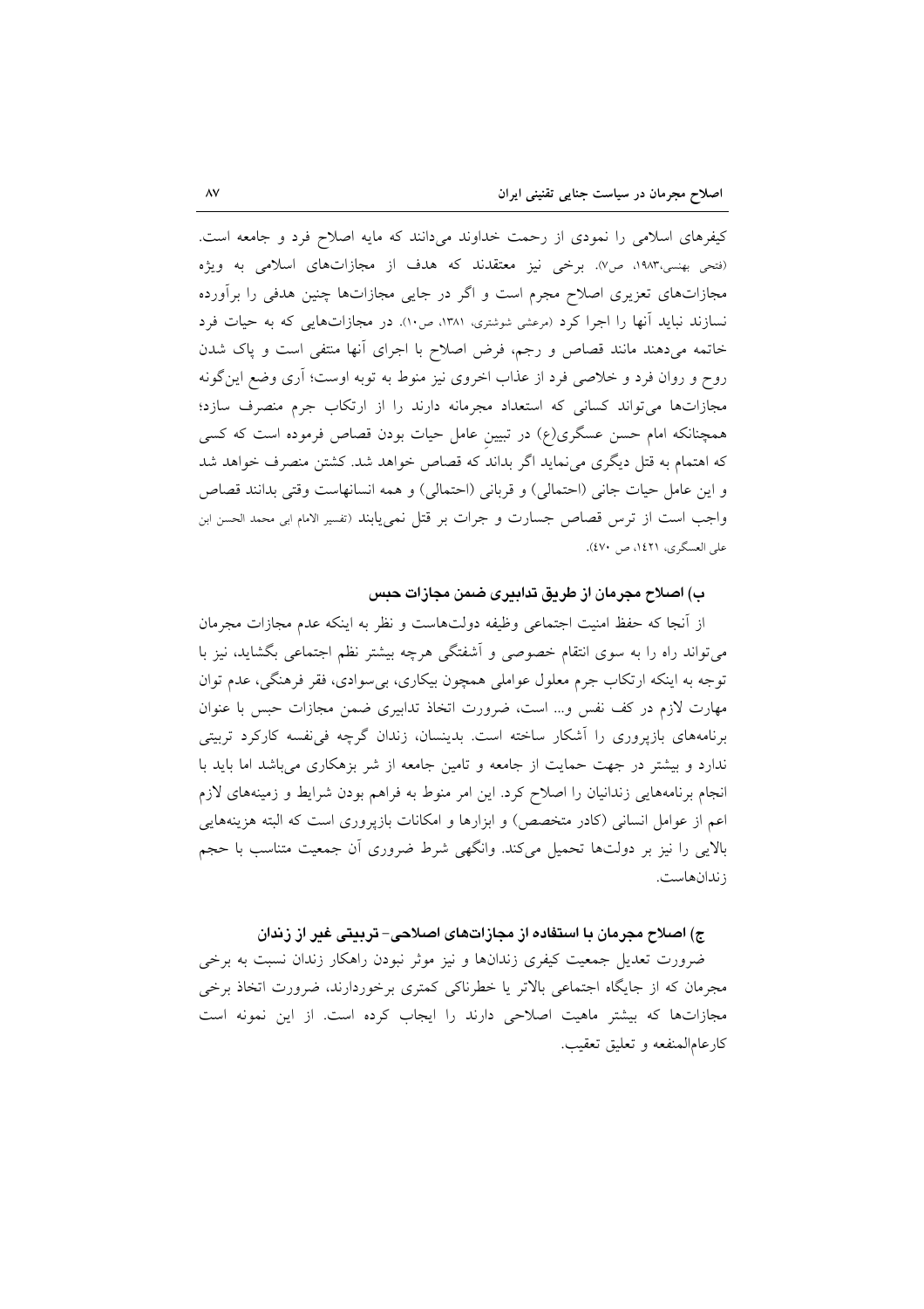کیفرهای اسلامی را نمودی از رحمت خداوند می‌دانند که مایه اصلاح فرد و جامعه است. (فتحی بهنسی،۱۹۸۳، ص۷). برخی نیز معتقدند که هدف از مجازات‌های اسلامی به ویژه مجازات‌های تعزیری اصلاح مجرم است و اگر در جایی مجازات‌ها چنین هدفی را برآورده نسازند نباید آنها را اجرا کرد (مرعشی شوشتری، ۱۳۸۱، ص۱۰). در مجازات‌هایی که به حیات فرد خاتمه می‌دهند مانند قصاص و رجم، فرض اصلاح با اجرای آنها منتفی است و پاک شدن روح و روان فرد و خلاصی فرد از عذاب اخروی نیز منوط به توبه اوست؛ آری وضع این‌گونه مجازات‌ها می‌تواند کسانی که استعداد مجرمانه دارند را از ارتکاب جرم منصرف سازد؛ همچنانکه امام حسن عسگری(ع) در تبیینِ عامل حیات بودن قصاص فرموده است که کسی که اهتمام به قتل دیگری می‌نماید اگر بداند که قصاص خواهد شد. کشتن منصرف خواهد شد و این عامل حیات جانی (احتمالی) و قربانی (احتمالی) و همه انسانهاست وقتی بدانند قصاص واجب است از ترس قصاص جسارت و جرات بر قتل نمی‌یابند (تفسیر الامام ابی محمد الحسن ابن علی العسگری، ۱٤۲۱، ص ٤۷۰).

### ب) اصلاح مجرمان از طریق تدابیری ضمن مجازات حبس

از آنجا که حفظ امنیت اجتماعی وظیفه دولت‌هاست و نظر به اینکه عدم مجازات مجرمان می‌تواند راه را به سوی انتقام خصوصی و آشفتگی هرچه بیشتر نظم اجتماعی بگشاید، نیز با توجه به اینکه ارتکاب جرم معلول عواملی همچون بیکاری، بی‌سوادی، فقر فرهنگی، عدم توان مهارت لازم در کف نفس و... است، ضرورت اتخاذ تدابیری ضمن مجازات حبس با عنوان برنامه‌های بازپروری را آشکار ساخته است. بدینسان، زندان گرچه فی‌نفسه کارکرد تربیتی ندارد و بیشتر در جهت حمایت از جامعه و تامین جامعه از شر بزهکاری می‌باشد اما باید با انجام برنامه‌هایی زندانیان را اصلاح کرد. این امر منوط به فراهم بودن شرایط و زمینه‌های لازم اعم از عوامل انسانی (کادر متخصص) و ابزارها و امکانات بازپروری است که البته هزینه‌هایی بالایی را نیز بر دولت‌ها تحمیل می‌کند. وانگهی شرط ضروری آن جمعیت متناسب با حجم زندان‌هاست.

### ج) اصلاح مجرمان با استفاده از مجازات‌های اصلاحی- تربیتی غیر از زندان

ضرورت تعدیل جمعیت کیفری زندان‌ها و نیز موثر نبودن راهکار زندان نسبت به برخی مجرمان که از جایگاه اجتماعی بالاتر یا خطرناکی کمتری برخوردارند، ضرورت اتخاذ برخی مجازات‌ها که بیشتر ماهیت اصلاحی دارند را ایجاب کرده است. از این نمونه است کارعام‌المنفعه و تعلیق تعقیب.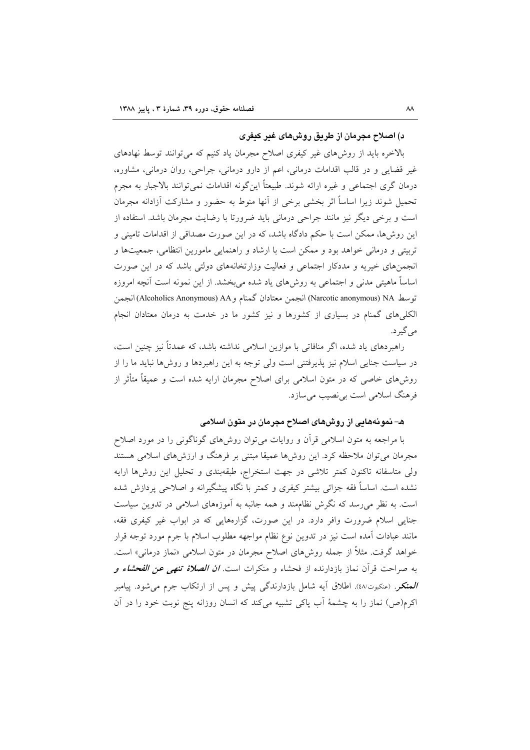### د) اصلاح مجرمان از طریق روش‌های غیر کیفری

بالاخره باید از روش‌های غیر کیفری اصلاح مجرمان یاد کنیم که می‌توانند توسط نهادهای غیر قضایی و در قالب اقدامات درمانی، اعم از دارو درمانی، جراحی، روان درمانی، مشاوره، درمان گری اجتماعی و غیره ارائه شوند. طبیعتاً این‌گونه اقدامات نمی‌توانند بالاجبار به مجرم تحمیل شوند زیرا اساساً اثر بخشی برخی از آنها منوط به حضور و مشارکت آزادانه مجرمان است و برخی دیگر نیز مانند جراحی درمانی باید ضرورتا با رضایت مجرمان باشد. استفاده از این روش‌ها، ممکن است با حکم دادگاه باشد، که در این صورت مصداقی از اقدامات تامینی و تربیتی و درمانی خواهد بود و ممکن است با ارشاد و راهنمایی مامورین انتظامی، جمعیت‌ها و انجمن‌های خیریه و مددکار اجتماعی و فعالیت وزارتخانه‌های دولتی باشد که در این صورت اساساً ماهیتی مدنی و اجتماعی به روش‌های یاد شده می‌بخشد. از این نمونه است آنچه امروزه توسط NA (Narcotic anonymous) انجمن معتادان گمنام و AA (Alcoholics Anonymous) انجمن الکلی‌های گمنام در بسیاری از کشورها و نیز کشور ما در خدمت به درمان معتادان انجام می‌گیرد.

راهبردهای یاد شده، اگر منافاتی با موازین اسلامی نداشته باشد، که عمدتاً نیز چنین است، در سیاست جنایی اسلام نیز پذیرفتنی است ولی توجه به این راهبردها و روش‌ها نباید ما را از روش‌های خاصی که در متون اسلامی برای اصلاح مجرمان ارایه شده است و عمیقاً متأثر از فرهنگ اسلامی است بی‌نصیب می‌سازد.

### هـ- نمونه‌هایی از روش‌های اصلاح مجرمان در متون اسلامی

با مراجعه به متون اسلامی قرآن و روایات می‌توان روش‌های گوناگونی را در مورد اصلاح مجرمان می‌توان ملاحظه کرد. این روش‌ها عمیقا مبتنی بر فرهنگ و ارزش‌های اسلامی هستند ولی متاسفانه تاکنون کمتر تلاشی در جهت استخراج، طبقه‌بندی و تحلیل این روش‌ها ارایه نشده است. اساساً فقه جزائی بیشتر کیفری و کمتر با نگاه پیشگیرانه و اصلاحی پردازش شده است. به نظر می‌رسد که نگرش نظام‌مند و همه جانبه به آموزه‌های اسلامی در تدوین سیاست جنایی اسلام ضرورت وافر دارد. در این صورت، گزاره‌هایی که در ابواب غیر کیفری فقه، مانند عبادات آمده است نیز در تدوین نوع نظام مواجهه مطلوب اسلام با جرم مورد توجه قرار خواهد گرفت. مثلاً از جمله روش‌های اصلاح مجرمان در متون اسلامی «نماز درمانی» است. به صراحت قرآن نماز بازدارنده از فحشاء و منکرات است. ***ان الصلاة تنهی عن الفحشاء و المنکر***. (عنکبوت/٤٨). اطلاق آیه شامل بازدارندگی پیش و پس از ارتکاب جرم می‌شود. پیامبر اکرم(ص) نماز را به چشمهٔ آب پاکی تشبیه می‌کند که انسان روزانه پنج نوبت خود را در آن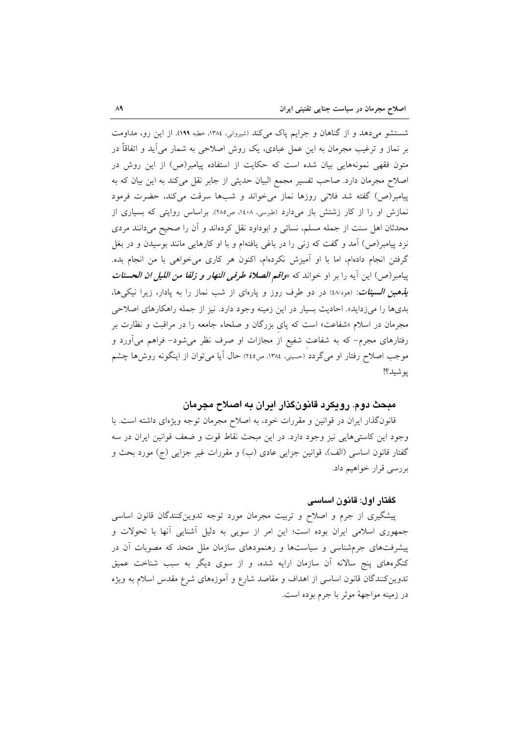شستشو می‌دهد و از گناهان و جرایم پاک می‌کند (شیروانی، ۱۳۸٤، خطبه ۱۹۹). از این رو، مداومت بر نماز و ترغیب مجرمان به این عمل عبادی، یک روش اصلاحی به شمار می‌آید و اتفاقاً در متون فقهی نمونه‌هایی بیان شده است که حکایت از استفاده پیامبر(ص) از این روش در اصلاح مجرمان دارد. صاحب تفسیر مجمع البیان حدیثی از جابر نقل می‌کند به این بیان که به پیامبر(ص) گفته شد فلانی روزها نماز می‌خواند و شب‌ها سرقت می‌کند، حضرت فرمود نمازش او را از کار زشتش باز می‌دارد (طبرسی، ۱٤۰۸، ص۲۸۵). براساس روایتی که بسیاری از محدثان اهل سنت از جمله مسلم، نسائی و ابوداود نقل کرده‌اند و آن را صحیح می‌دانند مردی نزد پیامبر(ص) آمد و گفت که زنی را در باغی یافته‌ام و با او کارهایی مانند بوسیدن و در بغل گرفتن انجام داده‌ام، اما با او آمیزش نکرده‌ام، اکنون هر کاری می‌خواهی با من انجام بده. پیامبر(ص) این آیه را بر او خواند که «***واقم الصلاة طرفی النهار و زلفا من اللیل ان الحسنات یذهبن السیئات***: (هود/٤۸) در دو طرف روز و پاره‌ای از شب نماز را به پادار، زیرا نیکی‌ها، بدی‌ها را می‌زداید». احادیث بسیار در این زمینه وجود دارد. نیز از جمله راهکارهای اصلاحی مجرمان در اسلام «شفاعت» است که پایِ بزرگان و صلحاء جامعه را در مراقبت و نظارت بر رفتارهای مجرم- که به شفاعتِ شفیع از مجازات او صرف نظر می‌شود- فراهم می‌آورد و موجب اصلاح رفتار او می‌گردد (حسینی، ۱۳۸٤، ص۲٤۵) حال آیا می‌توان از اینگونه روش‌ها چشم پوشید؟!

## مبحث دوم. رویکرد قانونگذار ایران به اصلاح مجرمان

قانونگذار ایران در قوانین و مقررات خود، به اصلاح مجرمان توجه ویژه‌ای داشته است. با وجود این کاستی‌هایی نیز وجود دارد. در این مبحث نقاط قوت و ضعف قوانین ایران در سه گفتار قانون اساسی (الف)، قوانین جزایی عادی (ب) و مقررات غیر جزایی (ج) مورد بحث و بررسی قرار خواهیم داد.

### گفتار اول: قانون اساسی

پیشگیری از جرم و اصلاح و تربیت مجرمان مورد توجه تدوین‌کنندگان قانون اساسی جمهوری اسلامی ایران بوده است؛ این امر از سویی به دلیل آشنایی آنها با تحولات و پیشرفت‌های جرم‌شناسی و سیاست‌ها و رهنمودهای سازمان ملل متحد که مصوبات آن در کنگره‌های پنج سالانه آن سازمان ارایه شده، و از سوی دیگر به سبب شناخت عمیق تدوین‌کنندگان قانون اساسی از اهداف و مقاصد شارع و آموزه‌های شرع مقدس اسلام به ویژه در زمینه مواجههٔ موثر با جرم بوده است.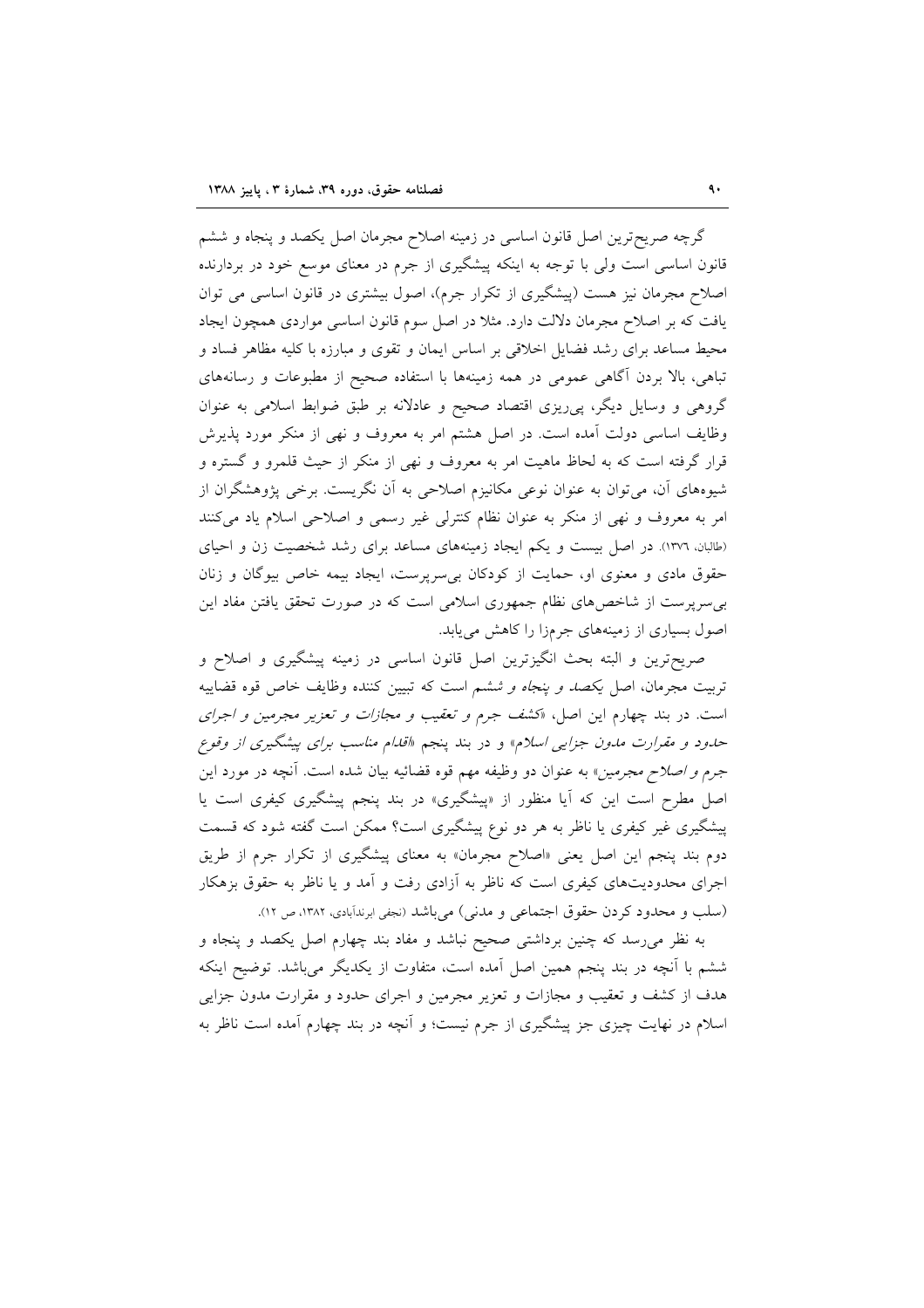گرچه صریح‌ترین اصل قانون اساسی در زمینه اصلاح مجرمان اصل یکصد و پنجاه و ششم قانون اساسی است ولی با توجه به اینکه پیشگیری از جرم در معنای موسع خود در بردارنده اصلاح مجرمان نیز هست (پیشگیری از تکرار جرم)، اصول بیشتری در قانون اساسی می توان یافت که بر اصلاح مجرمان دلالت دارد. مثلا در اصل سوم قانون اساسی مواردی همچون ایجاد محیط مساعد برای رشد فضایل اخلاقی بر اساس ایمان و تقوی و مبارزه با کلیه مظاهر فساد و تباهی، بالا بردن آگاهی عمومی در همه زمینه‌ها با استفاده صحیح از مطبوعات و رسانه‌های گروهی و وسایل دیگر، پی‌ریزی اقتصاد صحیح و عادلانه بر طبق ضوابط اسلامی به عنوان وظایف اساسی دولت آمده است. در اصل هشتم امر به معروف و نهی از منکر مورد پذیرش قرار گرفته است که به لحاظ ماهیت امر به معروف و نهی از منکر از حیث قلمرو و گستره و شیوه‌های آن، می‌توان به عنوان نوعی مکانیزم اصلاحی به آن نگریست. برخی پژوهشگران از امر به معروف و نهی از منکر به عنوان نظام کنترلی غیر رسمی و اصلاحی اسلام یاد می‌کنند (طالبان، ۱۳۷۶). در اصل بیست و یکم ایجاد زمینه‌های مساعد برای رشد شخصیت زن و احیای حقوق مادی و معنوی او، حمایت از کودکان بی‌سرپرست، ایجاد بیمه خاص بیوگان و زنان بی‌سرپرست از شاخص‌های نظام جمهوری اسلامی است که در صورت تحقق یافتن مفاد این اصول بسیاری از زمینه‌های جرم‌زا را کاهش می‌یابد.

صریح‌ترین و البته بحث انگیزترین اصل قانون اساسی در زمینه پیشگیری و اصلاح و تربیت مجرمان، اصل *یکصد و پنجاه و ششم* است که تبیین کننده وظایف خاص قوه قضاییه است. در بند چهارم این اصل، «*کشف جرم و تعقیب و مجازات و تعزیر مجرمین و اجرای حدود و مقررات مدون جزایی اسلام*» و در بند پنجم «*اقدام مناسب برای پیشگیری از وقوع جرم و اصلاح مجرمین*» به عنوان دو وظیفه مهم قوه قضائیه بیان شده است. آنچه در مورد این اصل مطرح است این که آیا منظور از «پیشگیری» در بند پنجم پیشگیری کیفری است یا پیشگیری غیر کیفری یا ناظر به هر دو نوع پیشگیری است؟ ممکن است گفته شود که قسمت دوم بند پنجم این اصل یعنی «اصلاح مجرمان» به معنای پیشگیری از تکرار جرم از طریق اجرای محدودیت‌های کیفری است که ناظر به آزادی رفت و آمد و یا ناظر به حقوق بزهکار (سلب و محدود کردن حقوق اجتماعی و مدنی) می‌باشد (نجفی ابرندآبادی، ۱۳۸۲، ص ۱۲).

به نظر می‌رسد که چنین برداشتی صحیح نباشد و مفاد بند چهارم اصل یکصد و پنجاه و ششم با آنچه در بند پنجم همین اصل آمده است، متفاوت از یکدیگر می‌باشد. توضیح اینکه هدف از کشف و تعقیب و مجازات و تعزیر مجرمین و اجرای حدود و مقررات مدون جزایی اسلام در نهایت چیزی جز پیشگیری از جرم نیست؛ و آنچه در بند چهارم آمده است ناظر به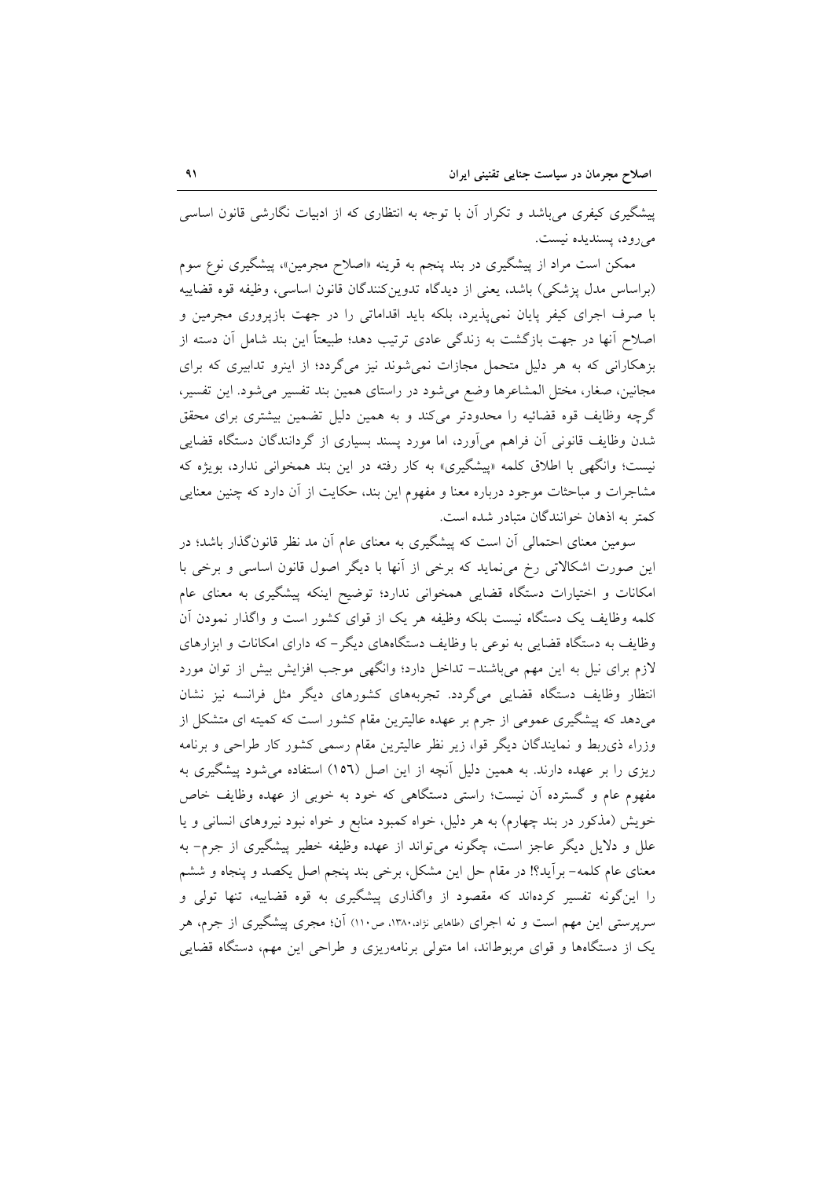پیشگیری کیفری می‌باشد و تکرار آن با توجه به انتظاری که از ادبیات نگارشی قانون اساسی می‌رود، پسندیده نیست.

ممکن است مراد از پیشگیری در بند پنجم به قرینه «اصلاح مجرمین»، پیشگیری نوع سوم (براساس مدل پزشکی) باشد، یعنی از دیدگاه تدوین‌کنندگان قانون اساسی، وظیفه قوه قضاییه با صرف اجرای کیفر پایان نمی‌پذیرد، بلکه باید اقداماتی را در جهت بازپروری مجرمین و اصلاح آنها در جهت بازگشت به زندگی عادی ترتیب دهد؛ طبیعتاً این بند شامل آن دسته از بزهکارانی که به هر دلیل متحمل مجازات نمی‌شوند نیز می‌گردد؛ از اینرو تدابیری که برای مجانین، صغار، مختل المشاعرها وضع می‌شود در راستای همین بند تفسیر می‌شود. این تفسیر، گرچه وظایف قوه قضائیه را محدودتر می‌کند و به همین دلیل تضمین بیشتری برای محقق شدن وظایف قانونی آن فراهم می‌آورد، اما مورد پسند بسیاری از گردانندگان دستگاه قضایی نیست؛ وانگهی با اطلاق کلمه «پیشگیری» به کار رفته در این بند همخوانی ندارد، بویژه که مشاجرات و مباحثات موجود درباره معنا و مفهوم این بند، حکایت از آن دارد که چنین معنایی کمتر به اذهان خوانندگان متبادر شده است.

سومین معنای احتمالی آن است که پیشگیری به معنای عام آن مد نظر قانون‌گذار باشد؛ در این صورت اشکالاتی رخ می‌نماید که برخی از آنها با دیگر اصول قانون اساسی و برخی با امکانات و اختیارات دستگاه قضایی همخوانی ندارد؛ توضیح اینکه پیشگیری به معنای عام کلمه وظایف یک دستگاه نیست بلکه وظیفه هر یک از قوای کشور است و واگذار نمودن آن وظایف به دستگاه قضایی به نوعی با وظایف دستگاه‌های دیگر- که دارای امکانات و ابزارهای لازم برای نیل به این مهم می‌باشند- تداخل دارد؛ وانگهی موجب افزایش بیش از توان مورد انتظار وظایف دستگاه قضایی می‌گردد. تجربه‌های کشورهای دیگر مثل فرانسه نیز نشان می‌دهد که پیشگیری عمومی از جرم بر عهده عالیترین مقام کشور است که کمیته ای متشکل از وزراء ذی‌ربط و نمایندگان دیگر قوا، زیر نظر عالیترین مقام رسمی کشور کار طراحی و برنامه ریزی را بر عهده دارند. به همین دلیل آنچه از این اصل (١٥٦) استفاده می‌شود پیشگیری به مفهوم عام و گسترده آن نیست؛ راستی دستگاهی که خود به خوبی از عهده وظایف خاص خویش (مذکور در بند چهارم) به هر دلیل، خواه کمبود منابع و خواه نبود نیروهای انسانی و یا علل و دلایل دیگر عاجز است، چگونه می‌تواند از عهده وظیفه خطیر پیشگیری از جرم- به معنای عام کلمه- برآید؟! در مقام حل این مشکل، برخی بند پنجم اصل یکصد و پنجاه و ششم را این‌گونه تفسیر کرده‌اند که مقصود از واگذاری پیشگیری به قوه قضاییه، تنها تولی و سرپرستی این مهم است و نه اجرای (طاهایی نژاد،١٣٨٠، ص١١٠) آن؛ مجری پیشگیری از جرم، هر یک از دستگاه‌ها و قوای مربوط‌اند، اما متولی برنامه‌ریزی و طراحی این مهم، دستگاه قضایی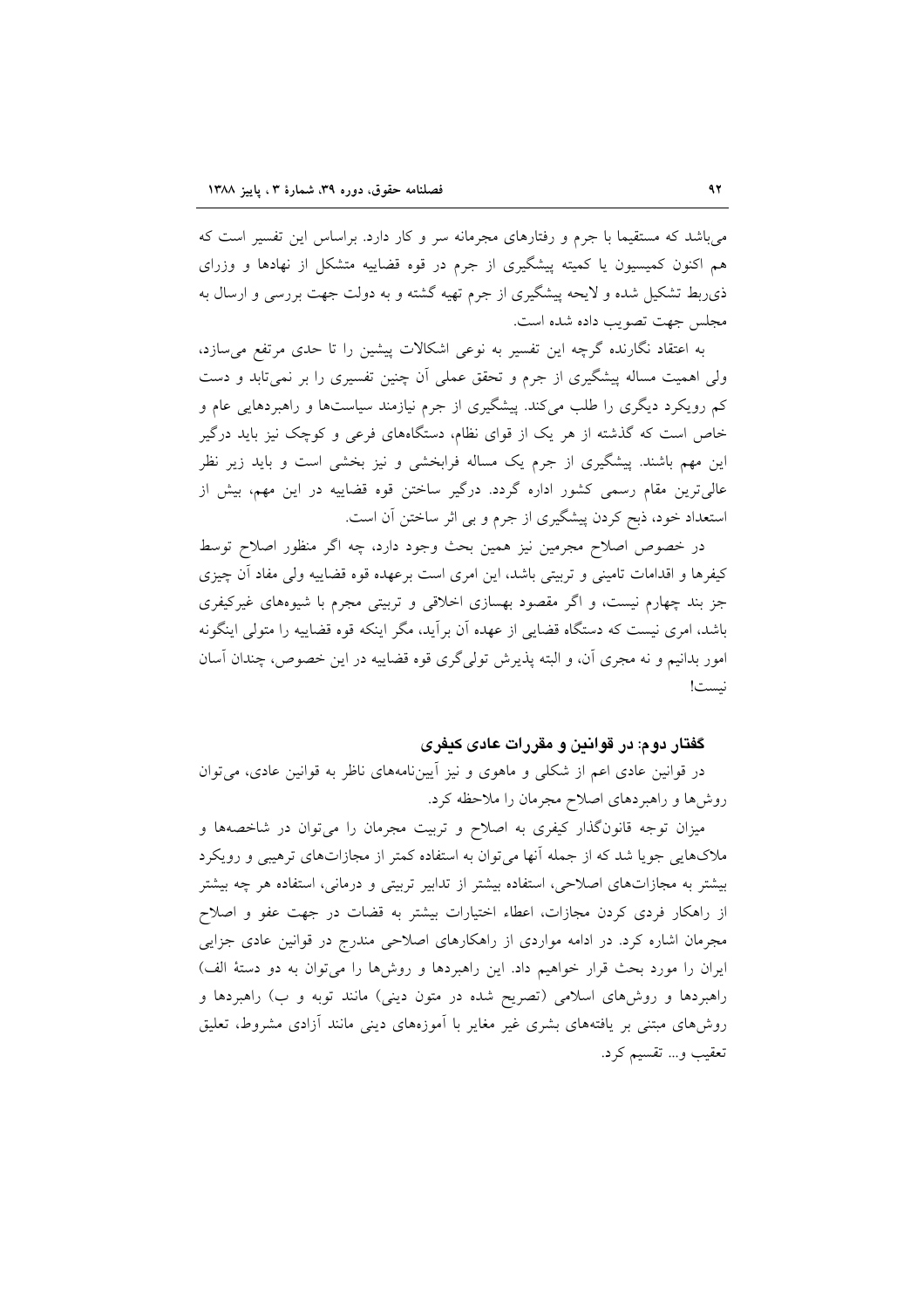می‌باشد که مستقیما با جرم و رفتارهای مجرمانه سر و کار دارد. براساس این تفسیر است که هم اکنون کمیسیون یا کمیته پیشگیری از جرم در قوه قضاییه متشکل از نهادها و وزرای ذی‌ربط تشکیل شده و لایحه پیشگیری از جرم تهیه گشته و به دولت جهت بررسی و ارسال به مجلس جهت تصویب داده شده است.

به اعتقاد نگارنده گرچه این تفسیر به نوعی اشکالات پیشین را تا حدی مرتفع می‌سازد، ولی اهمیت مساله پیشگیری از جرم و تحقق عملی آن چنین تفسیری را بر نمی‌تابد و دست کم رویکرد دیگری را طلب می‌کند. پیشگیری از جرم نیازمند سیاست‌ها و راهبردهایی عام و خاص است که گذشته از هر یک از قوای نظام، دستگاه‌های فرعی و کوچک نیز باید درگیر این مهم باشند. پیشگیری از جرم یک مساله فرابخشی و نیز بخشی است و باید زیر نظر عالی‌ترین مقام رسمی کشور اداره گردد. درگیر ساختن قوه قضاییه در این مهم، بیش از استعداد خود، ذبح کردن پیشگیری از جرم و بی اثر ساختن آن است.

در خصوص اصلاح مجرمین نیز همین بحث وجود دارد، چه اگر منظور اصلاح توسط کیفرها و اقدامات تامینی و تربیتی باشد، این امری است برعهده قوه قضاییه ولی مفاد آن چیزی جز بند چهارم نیست، و اگر مقصود بهسازی اخلاقی و تربیتی مجرم با شیوه‌های غیرکیفری باشد، امری نیست که دستگاه قضایی از عهده آن برآید، مگر اینکه قوه قضاییه را متولی اینگونه امور بدانیم و نه مجری آن، و البته پذیرش تولی‌گری قوه قضاییه در این خصوص، چندان آسان نیست!

### گفتار دوم: در قوانین و مقررات عادی کیفری

در قوانین عادی اعم از شکلی و ماهوی و نیز آیین‌نامه‌های ناظر به قوانین عادی، می‌توان روش‌ها و راهبردهای اصلاح مجرمان را ملاحظه کرد.

میزان توجه قانونگذار کیفری به اصلاح و تربیت مجرمان را می‌توان در شاخصه‌ها و ملاک‌هایی جویا شد که از جمله آنها می‌توان به استفاده کمتر از مجازات‌های ترهیبی و رویکرد بیشتر به مجازات‌های اصلاحی، استفاده بیشتر از تدابیر تربیتی و درمانی، استفاده هر چه بیشتر از راهکار فردی کردن مجازات، اعطاء اختیارات بیشتر به قضات در جهت عفو و اصلاح مجرمان اشاره کرد. در ادامه مواردی از راهکارهای اصلاحی مندرج در قوانین عادی جزایی ایران را مورد بحث قرار خواهیم داد. این راهبردها و روش‌ها را می‌توان به دو دستهٔ الف) راهبردها و روش‌های اسلامی (تصریح شده در متون دینی) مانند توبه و ب) راهبردها و روش‌های مبتنی بر یافته‌های بشری غیر مغایر با آموزه‌های دینی مانند آزادی مشروط، تعلیق تعقیب و... تقسیم کرد.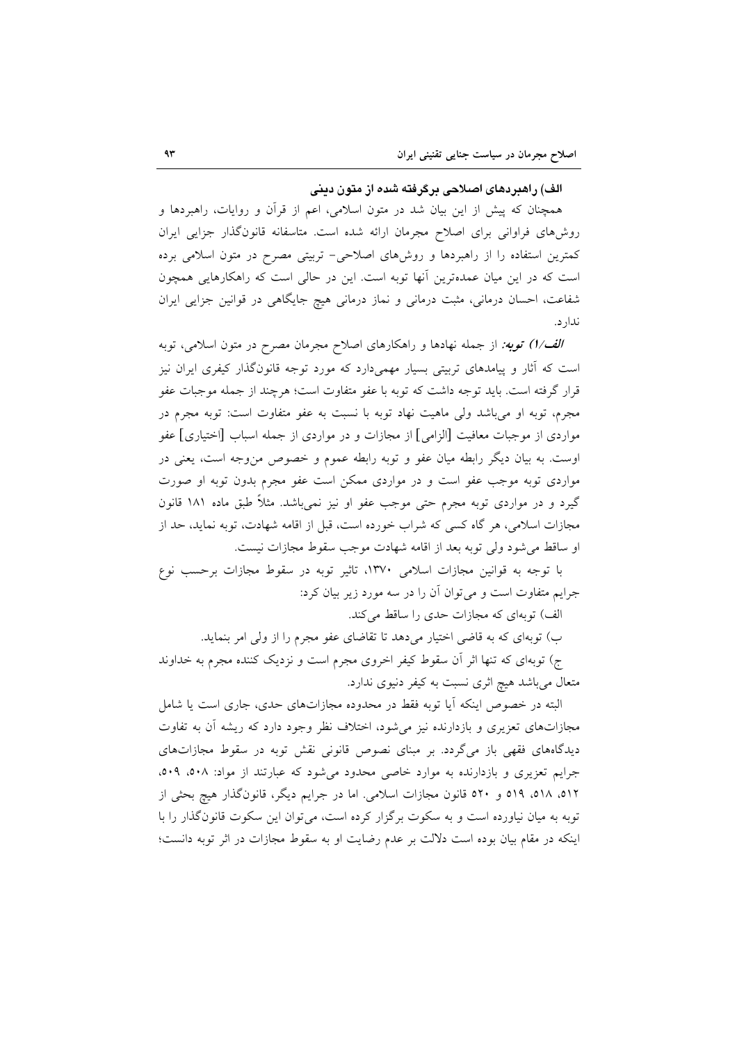### الف) راهبردهای اصلاحی برگرفته شده از متون دینی

همچنان که پیش از این بیان شد در متون اسلامی، اعم از قرآن و روایات، راهبردها و روش‌های فراوانی برای اصلاح مجرمان ارائه شده است. متاسفانه قانونگذار جزایی ایران کمترین استفاده را از راهبردها و روش‌های اصلاحی- تربیتی مصرح در متون اسلامی برده است که در این میان عمده‌ترین آنها توبه است. این در حالی است که راهکارهایی همچون شفاعت، احسان درمانی، مثبت درمانی و نماز درمانی هیچ جایگاهی در قوانین جزایی ایران ندارد.

***الف/۱) توبه:*** از جمله نهادها و راهکارهای اصلاح مجرمان مصرح در متون اسلامی، توبه است که آثار و پیامدهای تربیتی بسیار مهمی‌دارد که مورد توجه قانونگذار کیفری ایران نیز قرار گرفته است. باید توجه داشت که توبه با عفو متفاوت است؛ هرچند از جمله موجبات عفو مجرم، توبه او می‌باشد ولی ماهیت نهاد توبه با نسبت به عفو متفاوت است: توبه مجرم در مواردی از موجبات معافیت [الزامی] از مجازات و در مواردی از جمله اسباب [اختیاری] عفو اوست. به بیان دیگر رابطه میان عفو و توبه رابطه عموم و خصوص من‌وجه است، یعنی در مواردی توبه موجب عفو است و در مواردی ممکن است عفو مجرم بدون توبه او صورت گیرد و در مواردی توبه مجرم حتی موجب عفو او نیز نمی‌باشد. مثلاً طبق ماده ۱۸۱ قانون مجازات اسلامی، هر گاه کسی که شراب خورده است، قبل از اقامه شهادت، توبه نماید، حد از او ساقط می‌شود ولی توبه بعد از اقامه شهادت موجب سقوط مجازات نیست.

با توجه به قوانین مجازات اسلامی ۱۳۷۰، تاثیر توبه در سقوط مجازات برحسب نوع جرایم متفاوت است و می‌توان آن را در سه مورد زیر بیان کرد:

الف) توبه‌ای که مجازات حدی را ساقط می‌کند.

ب) توبه‌ای که به قاضی اختیار می‌دهد تا تقاضای عفو مجرم را از ولی امر بنماید.

ج) توبه‌ای که تنها اثر آن سقوط کیفر اخروی مجرم است و نزدیک کننده مجرم به خداوند متعال می‌باشد هیچ اثری نسبت به کیفر دنیوی ندارد.

البته در خصوص اینکه آیا توبه فقط در محدوده مجازات‌های حدی، جاری است یا شامل مجازات‌های تعزیری و بازدارنده نیز می‌شود، اختلاف نظر وجود دارد که ریشه آن به تفاوت دیدگاه‌های فقهی باز می‌گردد. بر مبنای نصوص قانونی نقش توبه در سقوط مجازات‌های جرایم تعزیری و بازدارنده به موارد خاصی محدود می‌شود که عبارتند از مواد: ۵۰۸، ۵۰۹، ۵۱۲، ۵۱۸، ۵۱۹ و ۵۲۰ قانون مجازات اسلامی. اما در جرایم دیگر، قانونگذار هیچ بحثی از توبه به میان نیاورده است و به سکوت برگزار کرده است، می‌توان این سکوت قانونگذار را با اینکه در مقام بیان بوده است دلالت بر عدم رضایت او به سقوط مجازات در اثر توبه دانست؛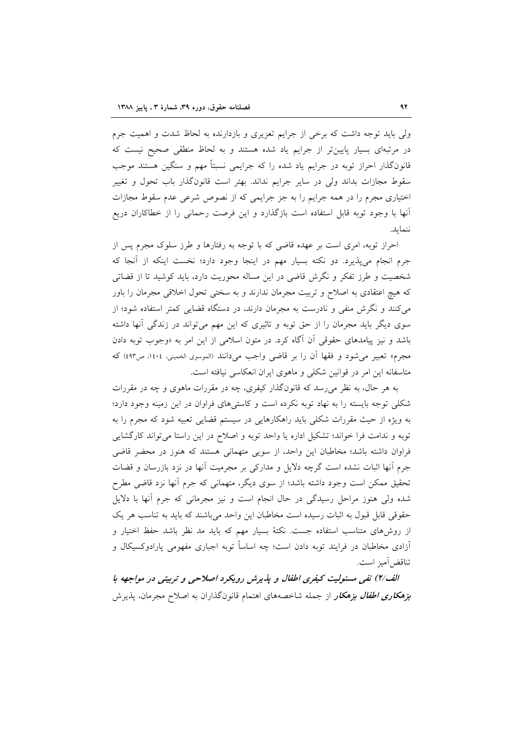ولی باید توجه داشت که برخی از جرایم تعزیری و بازدارنده به لحاظ شدت و اهمیت جرم در مرتبه‌ای بسیار پایین‌تر از جرایم یاد شده هستند و به لحاظ منطقی صحیح نیست که قانونگذار احراز توبه در جرایم یاد شده را که جرایمی نسبتاً مهم و سنگین هستند موجب سقوط مجازات بداند ولی در سایر جرایم نداند. بهتر است قانونگذار باب تحول و تغییر اختیاری مجرم را در همه جرایم را به جز جرایمی که از نصوص شرعی عدم سقوط مجازات آنها با وجود توبه قابل استفاده است بازگذارد و این فرصت رحمانی را از خطاکاران دریغ ننماید.

احراز توبه، امری است بر عهده قاضی که با توجه به رفتارها و طرز سلوک مجرم پس از جرم انجام می‌پذیرد. دو نکته بسیار مهم در اینجا وجود دارد؛ نخست اینکه از آنجا که شخصیت و طرز تفکر و نگرش قاضی در این مساله محوریت دارد، باید کوشید تا از قضاتی که هیچ اعتقادی به اصلاح و تربیت مجرمان ندارند و به سختی تحول اخلاقی مجرمان را باور می‌کنند و نگرش منفی و نادرست به مجرمان دارند، در دستگاه قضایی کمتر استفاده شود؛ از سوی دیگر باید مجرمان را از حق توبه و تاثیری که این مهم می‌تواند در زندگی آنها داشته باشد و نیز پیامدهای حقوقی آن آگاه کرد. در متون اسلامی از این امر به «وجوب توبه دادن مجرم» تعبیر می‌شود و فقها آن را بر قاضی واجب می‌دانند (الموسوی الخمینی، ١٤٠٤، ص٤٩٣) که متاسفانه این امر در قوانین شکلی و ماهوی ایران انعکاسی نیافته است.

به هر حال، به نظر می‌رسد که قانونگذار کیفری، چه در مقررات ماهوی و چه در مقررات شکلی توجه بایسته را به نهاد توبه نکرده است و کاستی‌های فراوان در این زمینه وجود دارد؛ به ویژه از حیث مقررات شکلی باید راهکارهایی در سیستم قضایی تعبیه شود که مجرم را به توبه و ندامت فرا خواند؛ تشکیل اداره یا واحد توبه و اصلاح در این راستا می‌تواند کارگشایی فراوان داشته باشد؛ مخاطبان این واحد، از سویی متهمانی هستند که هنوز در محضر قاضی جرم آنها اثبات نشده است گرچه دلایل و مدارکی بر مجرمیت آنها در نزد بازرسان و قضات تحقیق ممکن است وجود داشته باشد؛ از سوی دیگر، متهمانی که جرم آنها نزد قاضی مطرح شده ولی هنوز مراحل رسیدگی در حال انجام است و نیز مجرمانی که جرم آنها با دلایل حقوقی قابل قبول به اثبات رسیده است مخاطبان این واحد می‌باشند که باید به تناسب هر یک از روش‌های متناسب استفاده جست. نکتهٔ بسیار مهم که باید مد نظر باشد حفظ اختیار و آزادی مخاطبان در فرایند توبه دادن است؛ چه اساساً توبه اجباری مفهومی پارادوکسیکال و تناقض‌آمیز است.

***الف/۲) نفی مسئولیت کیفری اطفال و پذیرش رویکرد اصلاحی و تربیتی در مواجهه با بزهکاری اطفال بزهکار*** از جمله شاخصه‌های اهتمام قانونگذاران به اصلاح مجرمان، پذیرش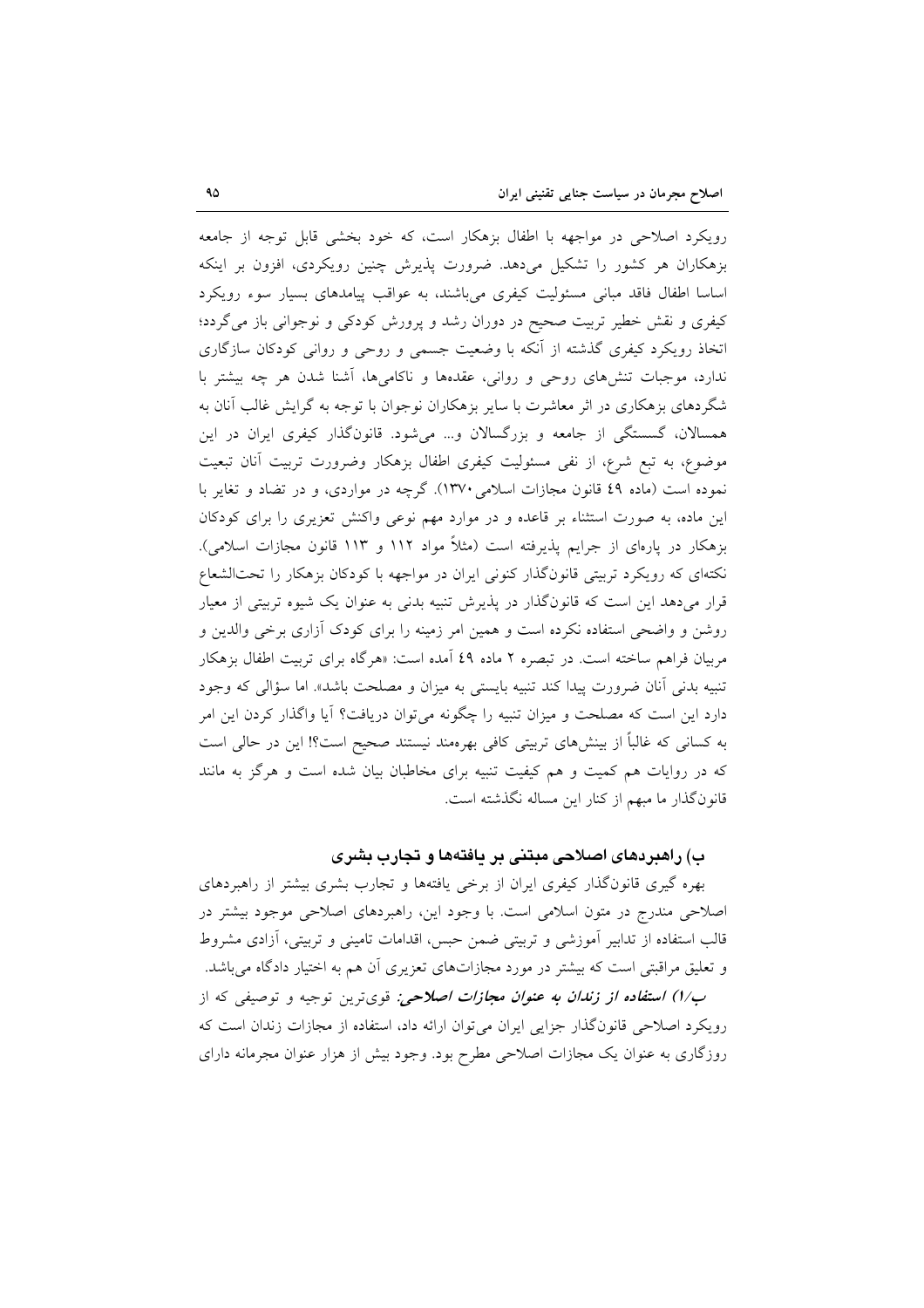رویکرد اصلاحی در مواجهه با اطفال بزهکار است، که خود بخشی قابل توجه از جامعه بزهکاران هر کشور را تشکیل می‌دهد. ضرورت پذیرش چنین رویکردی، افزون بر اینکه اساسا اطفال فاقد مبانی مسئولیت کیفری می‌باشند، به عواقب پیامدهای بسیار سوء رویکرد کیفری و نقش خطیر تربیت صحیح در دوران رشد و پرورش کودکی و نوجوانی باز می‌گردد؛ اتخاذ رویکرد کیفری گذشته از آنکه با وضعیت جسمی و روحی و روانی کودکان سازگاری ندارد، موجبات تنش‌های روحی و روانی، عقده‌ها و ناکامی‌ها، آشنا شدن هر چه بیشتر با شگردهای بزهکاری در اثر معاشرت با سایر بزهکاران نوجوان با توجه به گرایش غالب آنان به همسالان، گسستگی از جامعه و بزرگسالان و... می‌شود. قانونگذار کیفری ایران در این موضوع، به تبع شرع، از نفی مسئولیت کیفری اطفال بزهکار وضرورت تربیت آنان تبعیت نموده است (ماده ٤٩ قانون مجازات اسلامی ١٣٧٠). گرچه در مواردی، و در تضاد و تغایر با این ماده، به صورت استثناء بر قاعده و در موارد مهم نوعی واکنش تعزیری را برای کودکان بزهکار در پاره‌ای از جرایم پذیرفته است (مثلاً مواد ١١٢ و ١١٣ قانون مجازات اسلامی). نکته‌ای که رویکرد تربیتی قانونگذار کنونی ایران در مواجهه با کودکان بزهکار را تحت‌الشعاع قرار می‌دهد این است که قانونگذار در پذیرش تنبیه بدنی به عنوان یک شیوه تربیتی از معیار روشن و واضحی استفاده نکرده است و همین امر زمینه را برای کودک آزاری برخی والدین و مربیان فراهم ساخته است. در تبصره ٢ ماده ٤٩ آمده است: «هرگاه برای تربیت اطفال بزهکار تنبیه بدنی آنان ضرورت پیدا کند تنبیه بایستی به میزان و مصلحت باشد». اما سؤالی که وجود دارد این است که مصلحت و میزان تنبیه را چگونه می‌توان دریافت؟ آیا واگذار کردن این امر به کسانی که غالباً از بینش‌های تربیتی کافی بهره‌مند نیستند صحیح است؟! این در حالی است که در روایات هم کمیت و هم کیفیت تنبیه برای مخاطبان بیان شده است و هرگز به مانند قانونگذار ما مبهم از کنار این مساله نگذشته است.

### ب) راهبردهای اصلاحی مبتنی بر یافته‌ها و تجارب بشری

بهره گیری قانونگذار کیفری ایران از برخی یافته‌ها و تجارب بشری بیشتر از راهبردهای اصلاحی مندرج در متون اسلامی است. با وجود این، راهبردهای اصلاحی موجود بیشتر در قالب استفاده از تدابیر آموزشی و تربیتی ضمن حبس، اقدامات تامینی و تربیتی، آزادی مشروط و تعلیق مراقبتی است که بیشتر در مورد مجازات‌های تعزیری آن هم به اختیار دادگاه می‌باشد.

***ب/١) استفاده از زندان به عنوان مجازات اصلاحی:*** قوی‌ترین توجیه و توصیفی که از رویکرد اصلاحی قانونگذار جزایی ایران می‌توان ارائه داد، استفاده از مجازات زندان است که روزگاری به عنوان یک مجازات اصلاحی مطرح بود. وجود بیش از هزار عنوان مجرمانه دارای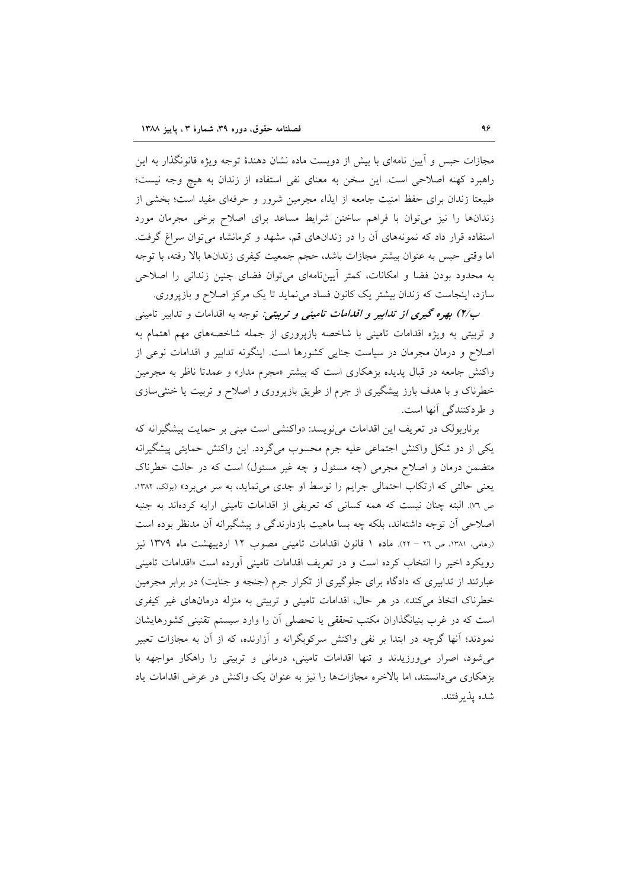مجازات حبس و آیین نامه‌ای با بیش از دویست ماده نشان دهندهٔ توجه ویژه قانونگذار به این راهبرد کهنه اصلاحی است. این سخن به معنای نفی استفاده از زندان به هیچ وجه نیست؛ طبیعتا زندان برای حفظ امنیت جامعه از ایذاء مجرمین شرور و حرفه‌ای مفید است؛ بخشی از زندان‌ها را نیز می‌توان با فراهم ساختن شرایط مساعد برای اصلاح برخی مجرمان مورد استفاده قرار داد که نمونه‌های آن را در زندان‌های قم، مشهد و کرمانشاه می‌توان سراغ گرفت. اما وقتی حبس به عنوان بیشتر مجازات باشد، حجم جمعیت کیفری زندان‌ها بالا رفته، با توجه به محدود بودن فضا و امکانات، کمتر آیین‌نامه‌ای می‌تواند فضای چنین زندانی را اصلاحی سازد، اینجاست که زندان بیشتر یک کانون فساد می‌نماید تا یک مرکز اصلاح و بازپروری.

***ب/۲) بهره گیری از تدابیر و اقدامات تامینی و تربیتی:*** توجه به اقدامات و تدابیر تامینی و تربیتی به ویژه اقدامات تامینی با شاخصه بازپروری از جمله شاخصه‌های مهم اهتمام به اصلاح و درمان مجرمان در سیاست جنایی کشورها است. اینگونه تدابیر و اقدامات نوعی از واکنش جامعه در قبال پدیده بزهکاری است که بیشتر «مجرم مدار» و عمدتا ناظر به مجرمین خطرناک و با هدف بارز پیشگیری از جرم از طریق بازپروری و اصلاح و تربیت یا خنثی‌سازی و طردکنندگی آنها است.

برنار‌بولک در تعریف این اقدامات می‌نویسد: «واکنشی است مبنی بر حمایت پیشگیرانه که یکی از دو شکل واکنش اجتماعی علیه جرم محسوب می‌گردد. این واکنش حمایتی پیشگیرانه متضمن درمان و اصلاح مجرمی (چه مسئول و چه غیر مسئول) است که در حالت خطرناک یعنی حالتی که ارتکاب احتمالی جرایم را توسط او جدی می‌نماید، به سر می‌برد» (بولک، ۱۳۸۲، ص ۷٦). البته چنان نیست که همه کسانی که تعریفی از اقدامات تامینی ارایه کرده‌اند به جنبه اصلاحی آن توجه داشته‌اند، بلکه چه بسا ماهیت بازدارندگی و پیشگیرانه آن مدنظر بوده است (رهامی، ۱۳۸۱، ص ۲٦ – ۲۲). ماده ۱ قانون اقدامات تامینی مصوب ۱۲ اردیبهشت ماه ۱۳۷۹ نیز رویکرد اخیر را انتخاب کرده است و در تعریف اقدامات تامینی آورده است «اقدامات تامینی عبارتند از تدابیری که دادگاه برای جلوگیری از تکرار جرم (جنحه و جنایت) در برابر مجرمین خطرناک اتخاذ می‌کند». در هر حال، اقدامات تامینی و تربیتی به منزله درمان‌های غیر کیفری است که در غرب بنیانگذاران مکتب تحققی یا تحصلی آن را وارد سیستم تقنینی کشورهایشان نمودند؛ آنها گرچه در ابتدا بر نفی واکنش سرکوبگرانه و آزارنده، که از آن به مجازات تعبیر می‌شود، اصرار می‌ورزیدند و تنها اقدامات تامینی، درمانی و تربیتی را راهکار مواجهه با بزهکاری می‌دانستند، اما بالاخره مجازات‌ها را نیز به عنوان یک واکنش در عرض اقدامات یاد شده پذیرفتند.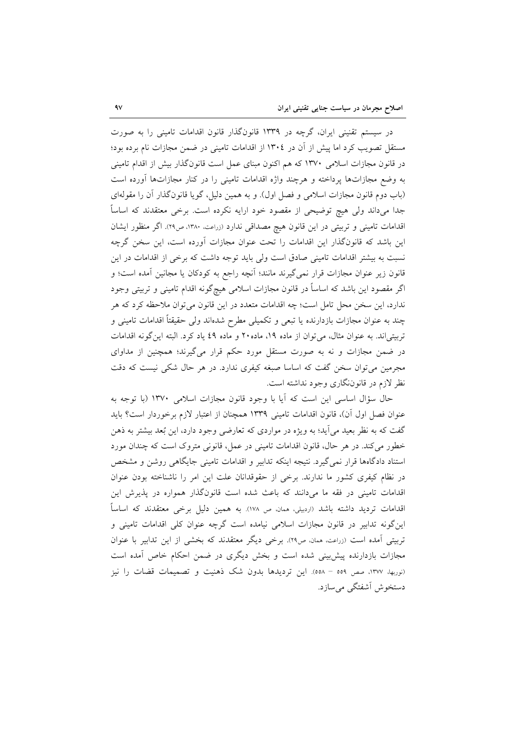در سیستم تقنینی ایران، گرچه در ۱۳۳۹ قانون‌گذار قانون اقدامات تامینی را به صورت مستقل تصویب کرد اما پیش از آن در ۱۳۰٤ از اقدامات تامینی در ضمن مجازات نام برده بود؛ در قانون مجازات اسلامی ۱۳۷۰ که هم اکنون مبنای عمل است قانون‌گذار بیش از اقدام تامینی به وضع مجازات‌ها پرداخته و هرچند واژه اقدامات تامینی را در کنار مجازات‌ها آورده است (باب دوم قانون مجازات اسلامی و فصل اول). و به همین دلیل، گویا قانون‌گذار آن را مقوله‌ای جدا می‌داند ولی هیچ توضیحی از مقصود خود ارایه نکرده است. برخی معتقدند که اساساً اقدامات تامینی و تربیتی در این قانون هیچ مصداقی ندارد (زراعت، ۱۳۸۰، ص۲۹). اگر منظور ایشان این باشد که قانون‌گذار این اقدامات را تحت عنوان مجازات آورده است، این سخن گرچه نسبت به بیشتر اقدامات تامینی صادق است ولی باید توجه داشت که برخی از اقدامات در این قانون زیر عنوان مجازات قرار نمی‌گیرند مانند؛ آنچه راجع به کودکان یا مجانین آمده است؛ و اگر مقصود این باشد که اساساً در قانون مجازات اسلامی هیچ‌گونه اقدام تامینی و تربیتی وجود ندارد، این سخن محل تامل است؛ چه اقدامات متعدد در این قانون می‌توان ملاحظه کرد که هر چند به عنوان مجازات بازدارنده یا تبعی و تکمیلی مطرح شده‌اند ولی حقیقتاً اقدامات تامینی و تربیتی‌اند. به عنوان مثال، می‌توان از ماده ۱۹، ماده۲۰ و ماده ٤۹ یاد کرد. البته این‌گونه اقدامات در ضمن مجازات و نه به صورت مستقل مورد حکم قرار می‌گیرند؛ همچنین از مداوای مجرمین می‌توان سخن گفت که اساسا صبغه کیفری ندارد. در هر حال شکی نیست که دقت نظر لازم در قانون‌نگاری وجود نداشته است.

حال سؤال اساسی این است که آیا با وجود قانون مجازات اسلامی ۱۳۷۰ (با توجه به عنوان فصل اول آن)، قانون اقدامات تامینی ۱۳۳۹ همچنان از اعتبار لازم برخوردار است؟ باید گفت که به نظر بعید می‌آید؛ به ویژه در مواردی که تعارضی وجود دارد، این بُعد بیشتر به ذهن خطور می‌کند. در هر حال، قانون اقدامات تامینی در عمل، قانونی متروک است که چندان مورد استناد دادگاه‌ها قرار نمی‌گیرد. نتیجه اینکه تدابیر و اقدامات تامینی جایگاهی روشن و مشخص در نظام کیفری کشور ما ندارند. برخی از حقوقدانان علت این امر را ناشناخته بودن عنوان اقدامات تامینی در فقه ما می‌دانند که باعث شده است قانون‌گذار همواره در پذیرش این اقدامات تردید داشته باشد (اردبیلی، همان، ص ۱۷۸). به همین دلیل برخی معتقدند که اساساً این‌گونه تدابیر در قانون مجازات اسلامی نیامده است گرچه عنوان کلی اقدامات تامینی و تربیتی آمده است (زراعت، همان، ص۲۹). برخی دیگر معتقدند که بخشی از این تدابیر با عنوان مجازات بازدارنده پیش‌بینی شده است و بخش دیگری در ضمن احکام خاص آمده است (نوربها، ۱۳۷۷، صص ۵۵۹ – ۵۵۸). این تردیدها بدون شک ذهنیت و تصمیمات قضات را نیز دستخوش آشفتگی می‌سازد.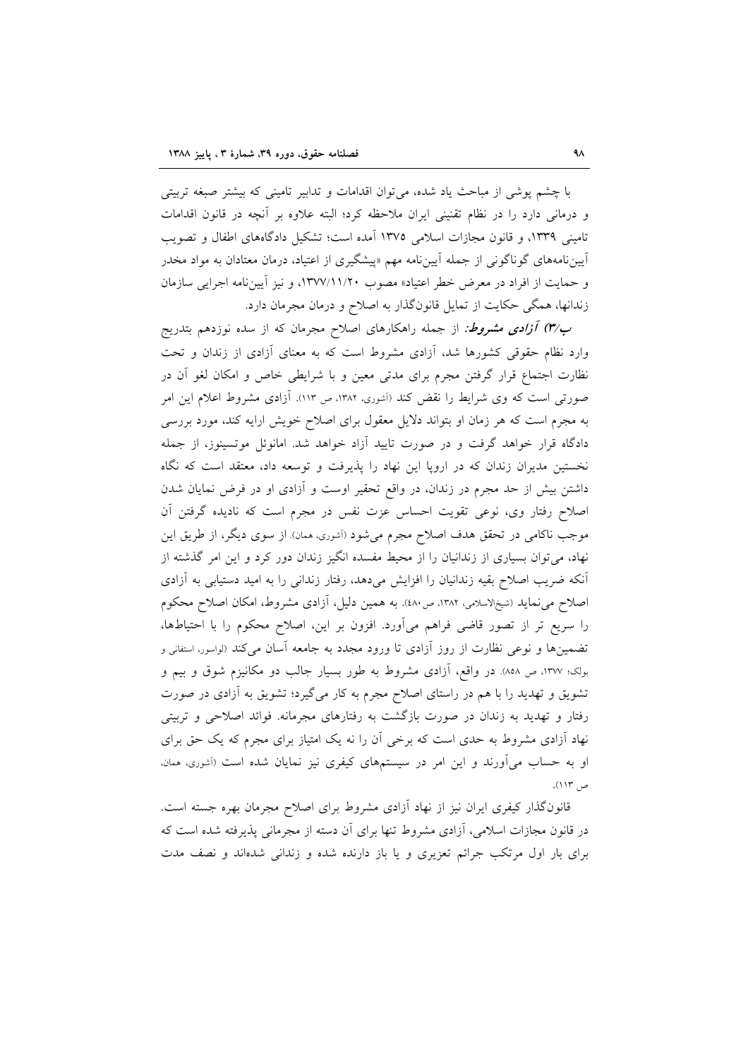با چشم پوشی از مباحث یاد شده، می‌توان اقدامات و تدابیر تامینی که بیشتر صبغه تربیتی و درمانی دارد را در نظام تقنینی ایران ملاحظه کرد؛ البته علاوه بر آنچه در قانون اقدامات تامینی ۱۳۳۹، و قانون مجازات اسلامی ۱۳۷۵ آمده است؛ تشکیل دادگاههای اطفال و تصویب آیین‌نامه‌های گوناگونی از جمله آیین‌نامه مهم «پیشگیری از اعتیاد، درمان معتادان به مواد مخدر و حمایت از افراد در معرض خطر اعتیاد» مصوب ۱۳۷۷/۱۱/۲۰، و نیز آیین‌نامه اجرایی سازمان زندانها، همگی حکایت از تمایل قانون‌گذار به اصلاح و درمان مجرمان دارد.

***ب/۳) آزادی مشروط:*** از جمله راهکارهای اصلاح مجرمان که از سده نوزدهم بتدریج وارد نظام حقوقی کشورها شد، آزادی مشروط است که به معنای آزادی از زندان و تحت نظارت اجتماع قرار گرفتن مجرم برای مدتی معین و با شرایطی خاص و امکان لغو آن در صورتی است که وی شرایط را نقض کند (آشوری، ۱۳۸۲، ص ۱۱۳). آزادی مشروط اعلام این امر به مجرم است که هر زمان او بتواند دلایل معقول برای اصلاح خویش ارایه کند، مورد بررسی دادگاه قرار خواهد گرفت و در صورت تایید آزاد خواهد شد. امانوئل موتسینوز، از جمله نخستین مدیران زندان که در اروپا این نهاد را پذیرفت و توسعه داد، معتقد است که نگاه داشتن بیش از حد مجرم در زندان، در واقع تحقیر اوست و آزادی او در فرض نمایان شدن اصلاح رفتار وی، نوعی تقویت احساس عزت نفس در مجرم است که نادیده گرفتن آن موجب ناکامی در تحقق هدف اصلاح مجرم می‌شود (آشوری، همان). از سوی دیگر، از طریق این نهاد، می‌توان بسیاری از زندانیان را از محیط مفسده انگیز زندان دور کرد و این امر گذشته از آنکه ضریب اصلاح بقیه زندانیان را افزایش می‌دهد، رفتار زندانی را به امید دستیابی به آزادی اصلاح می‌نماید (شیخ‌الاسلامی، ۱۳۸۲، ص۴۸۰). به همین دلیل، آزادی مشروط، امکان اصلاح محکوم را سریع تر از تصور قاضی فراهم می‌آورد. افزون بر این، اصلاح محکوم را با احتیاط‌ها، تضمین‌ها و نوعی نظارت از روز آزادی تا ورود مجدد به جامعه آسان می‌کند (لواسور، استفانی و بولک؛ ۱۳۷۷، ص ۸۵۸). در واقع، آزادی مشروط به طور بسیار جالب دو مکانیزم شوق و بیم و تشویق و تهدید را با هم در راستای اصلاح مجرم به کار می‌گیرد؛ تشویق به آزادی در صورت رفتار و تهدید به زندان در صورت بازگشت به رفتارهای مجرمانه. فوائد اصلاحی و تربیتی نهاد آزادی مشروط به حدی است که برخی آن را نه یک امتیاز برای مجرم که یک حق برای او به حساب می‌آورند و این امر در سیستم‌های کیفری نیز نمایان شده است (آشوری، همان، ص ۱۱۳).

قانون‌گذار کیفری ایران نیز از نهاد آزادی مشروط برای اصلاح مجرمان بهره جسته است. در قانون مجازات اسلامی، آزادی مشروط تنها برای آن دسته از مجرمانی پذیرفته شده است که برای بار اول مرتکب جرائم تعزیری و یا باز دارنده شده و زندانی شده‌اند و نصف مدت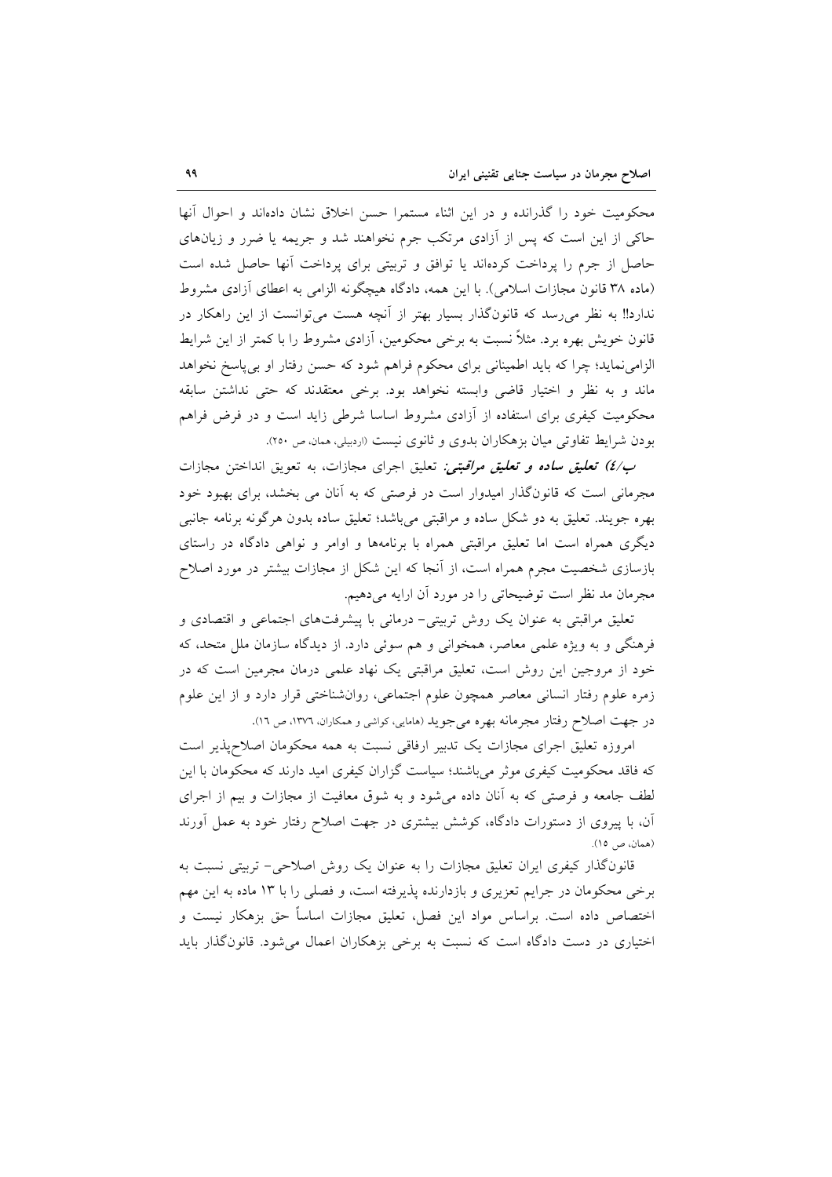محکومیت خود را گذرانده و در این اثناء مستمرا حسن اخلاق نشان داده‌اند و احوال آنها حاکی از این است که پس از آزادی مرتکب جرم نخواهند شد و جریمه یا ضرر و زیان‌های حاصل از جرم را پرداخت کرده‌اند یا توافق و ترتیبی برای پرداخت آنها حاصل شده است (ماده ۳۸ قانون مجازات اسلامی). با این همه، دادگاه هیچگونه الزامی به اعطای آزادی مشروط ندارد!! به نظر می‌رسد که قانون‌گذار بسیار بهتر از آنچه هست می‌توانست از این راهکار در قانون خویش بهره برد. مثلاً نسبت به برخی محکومین، آزادی مشروط را با کمتر از این شرایط الزامی‌نماید؛ چرا که باید اطمینانی برای محکوم فراهم شود که حسن رفتار او بی‌پاسخ نخواهد ماند و به نظر و اختیار قاضی وابسته نخواهد بود. برخی معتقدند که حتی نداشتن سابقه محکومیت کیفری برای استفاده از آزادی مشروط اساسا شرطی زاید است و در فرض فراهم بودن شرایط تفاوتی میان بزهکاران بدوی و ثانوی نیست (اردبیلی، همان، ص ۲۵۰).

***ب/٤) تعلیق ساده و تعلیق مراقبتی:*** تعلیق اجرای مجازات، به تعویق انداختن مجازات مجرمانی است که قانون‌گذار امیدوار است در فرصتی که به آنان می بخشد، برای بهبود خود بهره جویند. تعلیق به دو شکل ساده و مراقبتی می‌باشد؛ تعلیق ساده بدون هرگونه برنامه جانبی دیگری همراه است اما تعلیق مراقبتی همراه با برنامه‌ها و اوامر و نواهی دادگاه در راستای بازسازی شخصیت مجرم همراه است، از آنجا که این شکل از مجازات بیشتر در مورد اصلاح مجرمان مد نظر است توضیحاتی را در مورد آن ارایه می‌دهیم.

تعلیق مراقبتی به عنوان یک روش تربیتی- درمانی با پیشرفت‌های اجتماعی و اقتصادی و فرهنگی و به ویژه علمی معاصر، همخوانی و هم سوئی دارد. از دیدگاه سازمان ملل متحد، که خود از مروجین این روش است، تعلیق مراقبتی یک نهاد علمی درمان مجرمین است که در زمره علوم رفتار انسانی معاصر همچون علوم اجتماعی، روانشناختی قرار دارد و از این علوم در جهت اصلاح رفتار مجرمانه بهره می‌جوید (هامایی، کواشی و همکاران، ۱۳۷٦، ص ١٦).

امروزه تعلیق اجرای مجازات یک تدبیر ارفاقی نسبت به همه محکومان اصلاح‌پذیر است که فاقد محکومیت کیفری موثر می‌باشند؛ سیاست گزاران کیفری امید دارند که محکومان با این لطف جامعه و فرصتی که به آنان داده می‌شود و به شوق معافیت از مجازات و بیم از اجرای آن، با پیروی از دستورات دادگاه، کوشش بیشتری در جهت اصلاح رفتار خود به عمل آورند (همان، ص ١٥).

قانون‌گذار کیفری ایران تعلیق مجازات را به عنوان یک روش اصلاحی- تربیتی نسبت به برخی محکومان در جرایم تعزیری و بازدارنده پذیرفته است، و فصلی را با ۱۳ ماده به این مهم اختصاص داده است. براساس مواد این فصل، تعلیق مجازات اساساً حق بزهکار نیست و اختیاری در دست دادگاه است که نسبت به برخی بزهکاران اعمال می‌شود. قانون‌گذار باید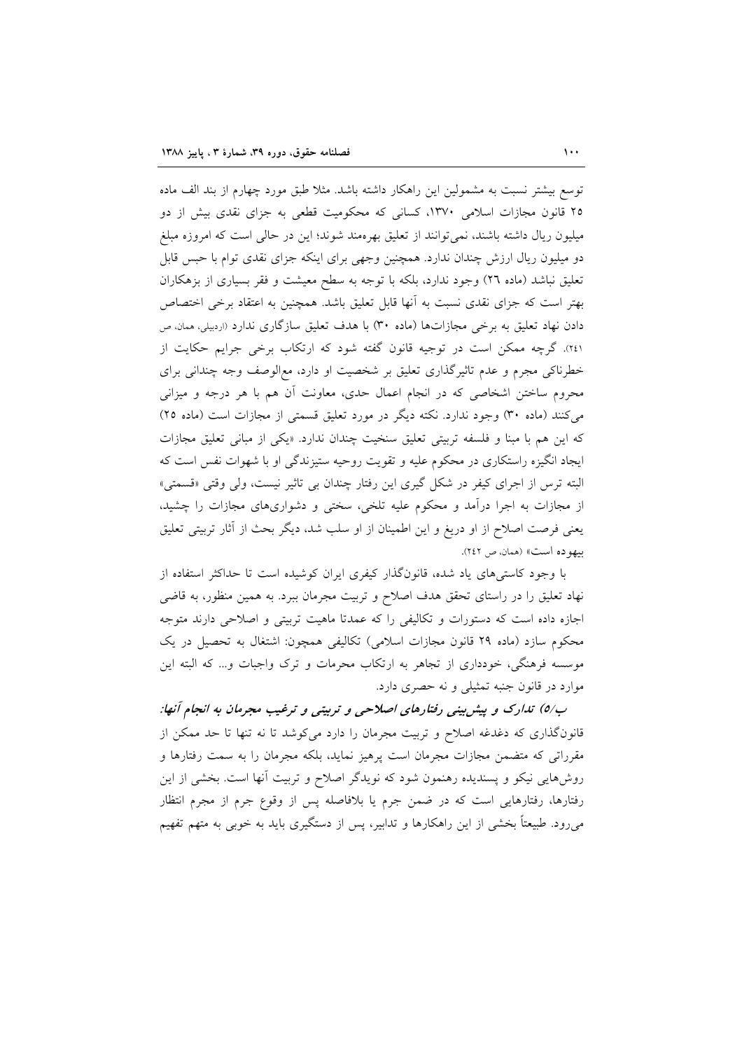توسع بیشتر نسبت به مشمولین این راهکار داشته باشد. مثلا طبق مورد چهارم از بند الف ماده ۲۵ قانون مجازات اسلامی ۱۳۷۰، کسانی که محکومیت قطعی به جزای نقدی بیش از دو میلیون ریال داشته باشند، نمی‌توانند از تعلیق بهره‌مند شوند؛ این در حالی است که امروزه مبلغ دو میلیون ریال ارزش چندان ندارد. همچنین وجهی برای اینکه جزای نقدی توام با حبس قابل تعلیق نباشد (ماده ۲۶) وجود ندارد، بلکه با توجه به سطح معیشت و فقر بسیاری از بزهکاران بهتر است که جزای نقدی نسبت به آنها قابل تعلیق باشد. همچنین به اعتقاد برخی اختصاص دادن نهاد تعلیق به برخی مجازات‌ها (ماده ۳۰) با هدف تعلیق سازگاری ندارد (اردبیلی، همان، ص ۲٤۱). گرچه ممکن است در توجیه قانون گفته شود که ارتکاب برخی جرایم حکایت از خطرناکی مجرم و عدم تاثیرگذاری تعلیق بر شخصیت او دارد، مع‌الوصف وجه چندانی برای محروم ساختن اشخاصی که در انجام اعمال حدی، معاونت آن هم با هر درجه و میزانی می‌کنند (ماده ۳۰) وجود ندارد. نکته دیگر در مورد تعلیق قسمتی از مجازات است (ماده ۲۵) که این هم با مبنا و فلسفه تربیتی تعلیق سنخیت چندان ندارد. «یکی از مبانی تعلیق مجازات ایجاد انگیزه راستکاری در محکوم علیه و تقویت روحیه ستیزندگی او با شهوات نفس است که البته ترس از اجرای کیفر در شکل گیری این رفتار چندان بی تاثیر نیست، ولی وقتی «قسمتی» از مجازات به اجرا درآمد و محکوم علیه تلخی، سختی و دشواری‌های مجازات را چشید، یعنی فرصت اصلاح از او دریغ و این اطمینان از او سلب شد، دیگر بحث از آثار تربیتی تعلیق بیهوده است» (همان، ص ۲٤۲).

با وجود کاستی‌های یاد شده، قانون‌گذار کیفری ایران کوشیده است تا حداکثر استفاده از نهاد تعلیق را در راستای تحقق هدف اصلاح و تربیت مجرمان ببرد. به همین منظور، به قاضی اجازه داده است که دستورات و تکالیفی را که عمدتا ماهیت تربیتی و اصلاحی دارند متوجه محکوم سازد (ماده ۲۹ قانون مجازات اسلامی) تکالیفی همچون: اشتغال به تحصیل در یک موسسه فرهنگی، خودداری از تجاهر به ارتکاب محرمات و ترک واجبات و... که البته این موارد در قانون جنبه تمثیلی و نه حصری دارد.

***ب/۵) تدارک و پیش‌بینی رفتارهای اصلاحی و تربیتی و ترغیب مجرمان به انجام آنها:***

قانون‌گذاری که دغدغه اصلاح و تربیت مجرمان را دارد می‌کوشد تا نه تنها تا حد ممکن از مقرراتی که متضمن مجازات مجرمان است پرهیز نماید، بلکه مجرمان را به سمت رفتارها و روش‌هایی نیکو و پسندیده رهنمون شود که نویدگر اصلاح و تربیت آنها است. بخشی از این رفتارها، رفتارهایی است که در ضمن جرم یا بلافاصله پس از وقوع جرم از مجرم انتظار می‌رود. طبیعتاً بخشی از این راهکارها و تدابیر، پس از دستگیری باید به خوبی به متهم تفهیم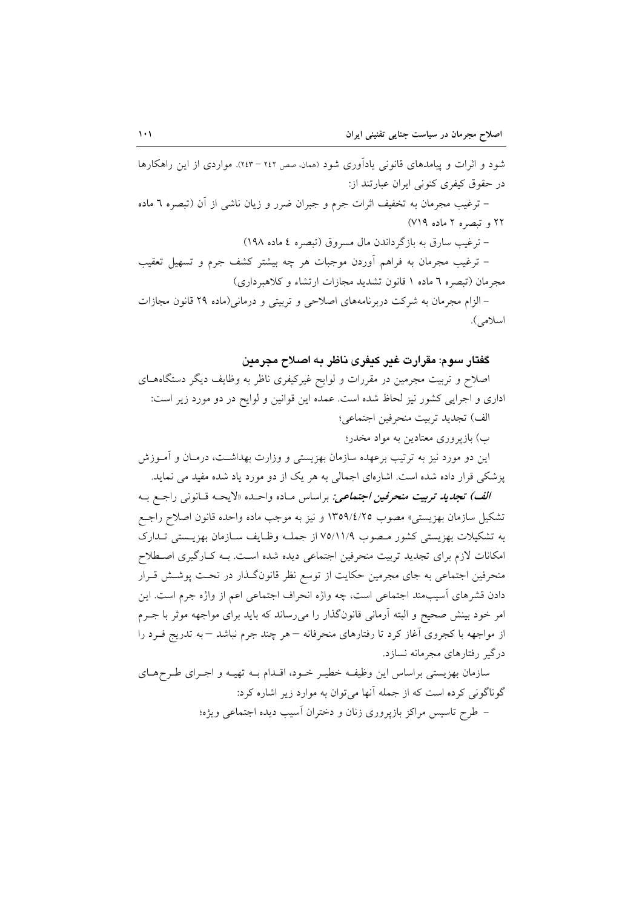شود و اثرات و پیامدهای قانونی یادآوری شود (همان، صص ۲۴۲ – ۲۴۳). مواردی از این راهکارها در حقوق کیفری کنونی ایران عبارتند از:

– ترغیب مجرمان به تخفیف اثرات جرم و جبران ضرر و زیان ناشی از آن (تبصره ٦ ماده ۲۲ و تبصره ۲ ماده ۷۱۹)

– ترغیب سارق به بازگرداندن مال مسروق (تبصره ٤ ماده ۱۹۸)

– ترغیب مجرمان به فراهم آوردن موجبات هر چه بیشتر کشف جرم و تسهیل تعقیب مجرمان (تبصره ٦ ماده ۱ قانون تشدید مجازات ارتشاء و کلاهبرداری)

– الزام مجرمان به شرکت دربرنامه‌های اصلاحی و تربیتی و درمانی(ماده ۲۹ قانون مجازات اسلامی).

### گفتار سوم: مقرارت غیر کیفری ناظر به اصلاح مجرمین

اصلاح و تربیت مجرمین در مقررات و لوایح غیرکیفری ناظر به وظایف دیگر دستگاه‌های اداری و اجرایی کشور نیز لحاظ شده است. عمده این قوانین و لوایح در دو مورد زیر است:

الف) تجدید تربیت منحرفین اجتماعی؛

ب) بازپروری معتادین به مواد مخدر؛

این دو مورد نیز به ترتیب برعهده سازمان بهزیستی و وزارت بهداشت، درمان و آموزش پزشکی قرار داده شده است. اشاره‌ای اجمالی به هر یک از دو مورد یاد شده مفید می نماید.

***الف) تجدید تربیت منحرفین اجتماعی:*** براساس ماده واحده «لایحه قانونی راجع به تشکیل سازمان بهزیستی» مصوب ۱۳۵۹/٤/۲۵ و نیز به موجب ماده واحده قانون اصلاح راجع به تشکیلات بهزیستی کشور مصوب ۷۵/۱۱/۹ از جمله وظایف سازمان بهزیستی تدارک امکانات لازم برای تجدید تربیت منحرفین اجتماعی دیده شده است. به کارگیری اصطلاح منحرفین اجتماعی به جای مجرمین حکایت از توسع نظر قانون‌گذار در تحت پوشش قرار دادن قشرهای آسیب‌مند اجتماعی است، چه واژه انحراف اجتماعی اعم از واژه جرم است. این امر خود بینش صحیح و البته آرمانی قانون‌گذار را می‌رساند که باید برای مواجهه موثر با جرم از مواجهه با کجروی آغاز کرد تا رفتارهای منحرفانه – هر چند جرم نباشد – به تدریج فرد را درگیر رفتارهای مجرمانه نسازد.

سازمان بهزیستی براساس این وظیفه خطیر خود، اقدام به تهیه و اجرای طرح‌های گوناگونی کرده است که از جمله آنها می‌توان به موارد زیر اشاره کرد:

– طرح تاسیس مراکز بازپروری زنان و دختران آسیب دیده اجتماعی ویژه؛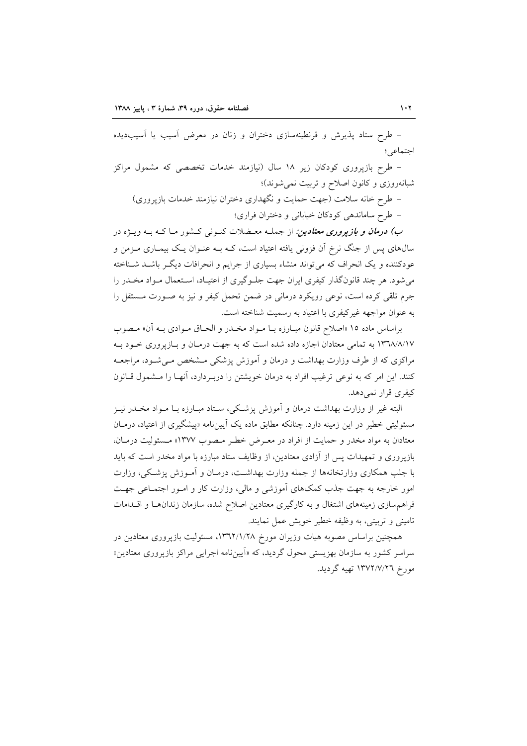– طرح ستاد پذیرش و قرنطینه‌سازی دختران و زنان در معرض آسیب یا آسیب‌دیده اجتماعی؛

– طرح بازپروری کودکان زیر ۱۸ سال (نیازمند خدمات تخصصی که مشمول مراکز شبانه‌روزی و کانون اصلاح و تربیت نمی‌شوند)؛

– طرح خانه سلامت (جهت حمایت و نگهداری دختران نیازمند خدمات بازپروری)

– طرح ساماندهی کودکان خیابانی و دختران فراری؛

***ب) درمان و بازپروری معتادین:*** از جمله معضلات کنونی کشور ما که به ویژه در سال‌های پس از جنگ نرخ آن فزونی یافته اعتیاد است، که به عنوان یک بیماری مزمن و عودکننده و یک انحراف که می‌تواند منشاء بسیاری از جرایم و انحرافات دیگر باشد شناخته می‌شود. هر چند قانونگذار کیفری ایران جهت جلوگیری از اعتیاد، استعمال مواد مخدر را جرم تلقی کرده است، نوعی رویکرد درمانی در ضمن تحمل کیفر و نیز به صورت مستقل را به عنوان مواجهه غیرکیفری با اعتیاد به رسمیت شناخته است.

براساس ماده ۱۵ «اصلاح قانون مبارزه با مواد مخدر و الحاق موادی به آن» مصوب ۱۳٦۸/۸/۱۷ به تمامی معتادان اجازه داده شده است که به جهت درمان و بازپروری خود به مراکزی که از طرف وزارت بهداشت و درمان و آموزش پزشکی مشخص می‌شود، مراجعه کنند. این امر که به نوعی ترغیب افراد به درمان خویشتن را دربردارد، آنها را مشمول قانون کیفری قرار نمی‌دهد.

البته غیر از وزارت بهداشت درمان و آموزش پزشکی، ستاد مبارزه با مواد مخدر نیز مسئولیتی خطیر در این زمینه دارد. چنانکه مطابق ماده یک آیین‌نامه «پیشگیری از اعتیاد، درمان معتادان به مواد مخدر و حمایت از افراد در معرض خطر مصوب ۱۳۷۷» مسئولیت درمان، بازپروری و تمهیدات پس از آزادی معتادین، از وظایف ستاد مبارزه با مواد مخدر است که باید با جلب همکاری وزارتخانه‌ها از جمله وزارت بهداشت، درمان و آموزش پزشکی، وزارت امور خارجه به جهت جذب کمک‌های آموزشی و مالی، وزارت کار و امور اجتماعی جهت فراهم‌سازی زمینه‌های اشتغال و به کارگیری معتادین اصلاح شده، سازمان زندان‌ها و اقدامات تامینی و تربیتی، به وظیفه خطیر خویش عمل نمایند.

همچنین براساس مصوبه هیات وزیران مورخ ۱۳٦۲/۱/۲۸، مسئولیت بازپروری معتادین در سراسر کشور به سازمان بهزیستی محول گردید، که «آیین‌نامه اجرایی مراکز بازپروری معتادین» مورخ ۱۳۷۲/۷/۲٦ تهیه گردید.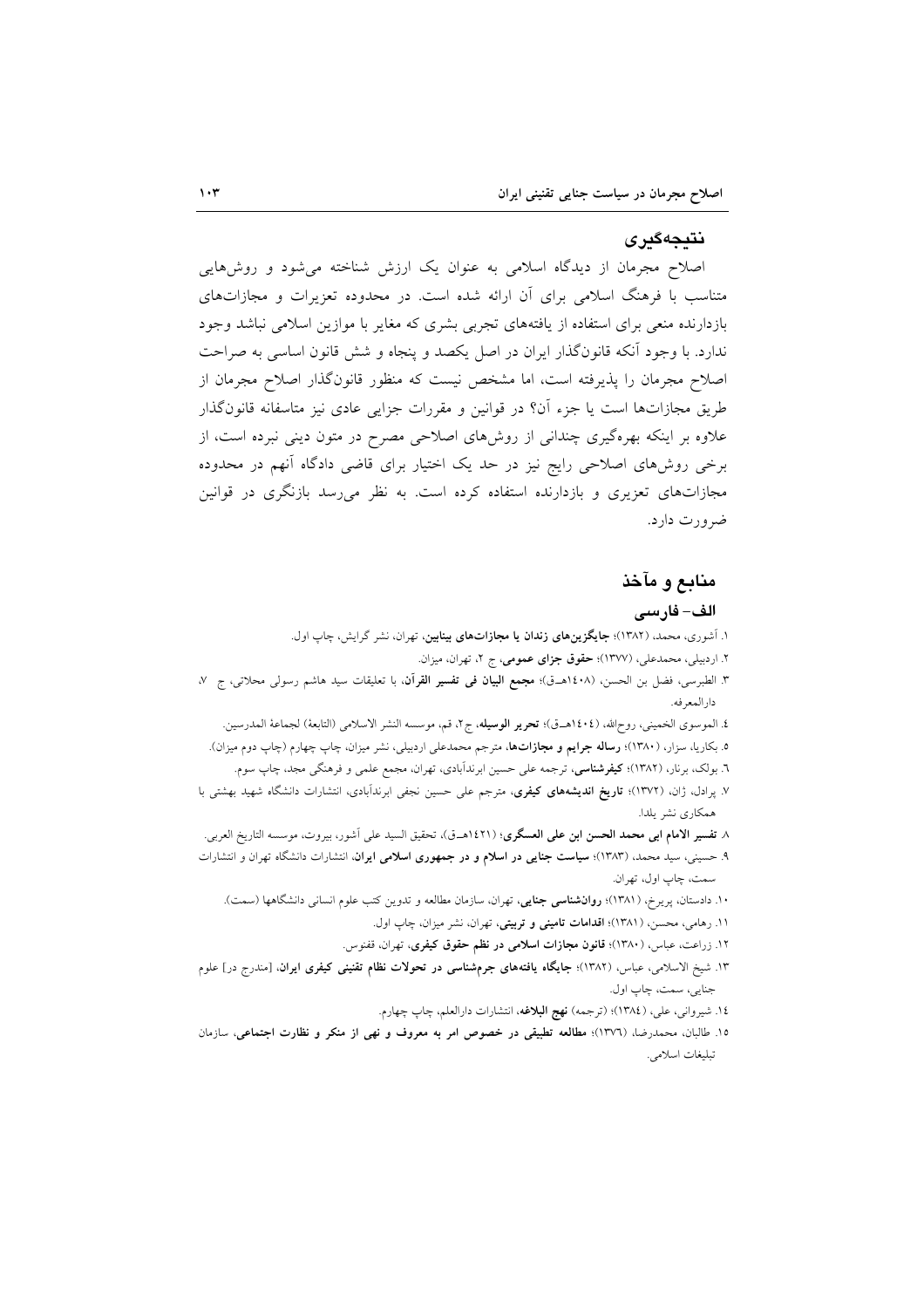## نتیجه‌گیری

اصلاح مجرمان از دیدگاه اسلامی به عنوان یک ارزش شناخته می‌شود و روش‌هایی متناسب با فرهنگ اسلامی برای آن ارائه شده است. در محدوده تعزیرات و مجازات‌های بازدارنده منعی برای استفاده از یافته‌های تجربی بشری که مغایر با موازین اسلامی نباشد وجود ندارد. با وجود آنکه قانون‌گذار ایران در اصل یکصد و پنجاه و شش قانون اساسی به صراحت اصلاح مجرمان را پذیرفته است، اما مشخص نیست که منظور قانون‌گذار اصلاح مجرمان از طریق مجازات‌ها است یا جزء آن؟ در قوانین و مقررات جزایی عادی نیز متاسفانه قانون‌گذار علاوه بر اینکه بهره‌گیری چندانی از روش‌های اصلاحی مصرح در متون دینی نبرده است، از برخی روش‌های اصلاحی رایج نیز در حد یک اختیار برای قاضی دادگاه آنهم در محدوده مجازات‌های تعزیری و بازدارنده استفاده کرده است. به نظر می‌رسد بازنگری در قوانین ضرورت دارد.

## منابع و مآخذ

### الف- فارسی

۱. آشوری، محمد، (۱۳۸۲)؛ **جایگزین‌های زندان یا مجازات‌های بینابین**، تهران، نشر گرایش، چاپ اول.

۲. اردبیلی، محمدعلی، (۱۳۷۷)؛ **حقوق جزای عمومی**، ج ۲، تهران، میزان.

۳. الطبرسی، فضل بن الحسن، (۱٤۰۸هـ-ق)؛ **مجمع البیان فی تفسیر القرآن**، با تعلیقات سید هاشم رسولی محلاتی، ج ۷، دارالمعرفه.

٤. الموسوی الخمینی، روح‌الله، (۱٤۰٤هـ-ق)؛ **تحریر الوسیله**، ج۲، قم، موسسه النشر الاسلامی (التابعة) لجماعة المدرسین.

٥. بکاریا، سزار، (۱۳۸۰)؛ **رساله جرایم و مجازات‌ها**، مترجم محمدعلی اردبیلی، نشر میزان، چاپ چهارم (چاپ دوم میزان).

٦. بولک، برنار، (۱۳۸۲)؛ **کیفرشناسی**، ترجمه علی حسین ابرندآبادی، تهران، مجمع علمی و فرهنگی مجد، چاپ سوم.

۷. پرادل، ژان، (۱۳۷۲)؛ **تاریخ اندیشه‌های کیفری**، مترجم علی حسین نجفی ابرندآبادی، انتشارات دانشگاه شهید بهشتی با همکاری نشر یلدا.

۸. **تفسیر الامام ابی محمد الحسن ابن علی العسگری**؛ (۱٤۲۱هـ-ق)، تحقیق السید علی آشور، بیروت، موسسه التاریخ العربی.

۹. حسینی، سید محمد، (۱۳۸۳)؛ **سیاست جنایی در اسلام و در جمهوری اسلامی ایران**، انتشارات دانشگاه تهران و انتشارات سمت، چاپ اول، تهران.

۱۰. دادستان، پریرخ، (۱۳۸۱)؛ **روان‌شناسی جنایی**، تهران، سازمان مطالعه و تدوین کتب علوم انسانی دانشگاهها (سمت).

۱۱. رهامی، محسن، (۱۳۸۱)؛ **اقدامات تامینی و تربیتی**، تهران، نشر میزان، چاپ اول.

۱۲. زراعت، عباس، (۱۳۸۰)؛ **قانون مجازات اسلامی در نظم حقوق کیفری**، تهران، ققنوس.

۱۳. شیخ الاسلامی، عباس، (۱۳۸۲)؛ **جایگاه یافته‌های جرم‌شناسی در تحولات نظام تقنینی کیفری ایران**، [مندرج در] علوم جنایی، سمت، چاپ اول.

۱٤. شیروانی، علی، (۱۳۸٤)؛ (ترجمه) **نهج البلاغه**، انتشارات دارالعلم، چاپ چهارم.

۱٥. طالبان، محمدرضا، (۱۳۷٦)؛ **مطالعه تطبیقی در خصوص امر به معروف و نهی از منکر و نظارت اجتماعی**، سازمان تبلیغات اسلامی.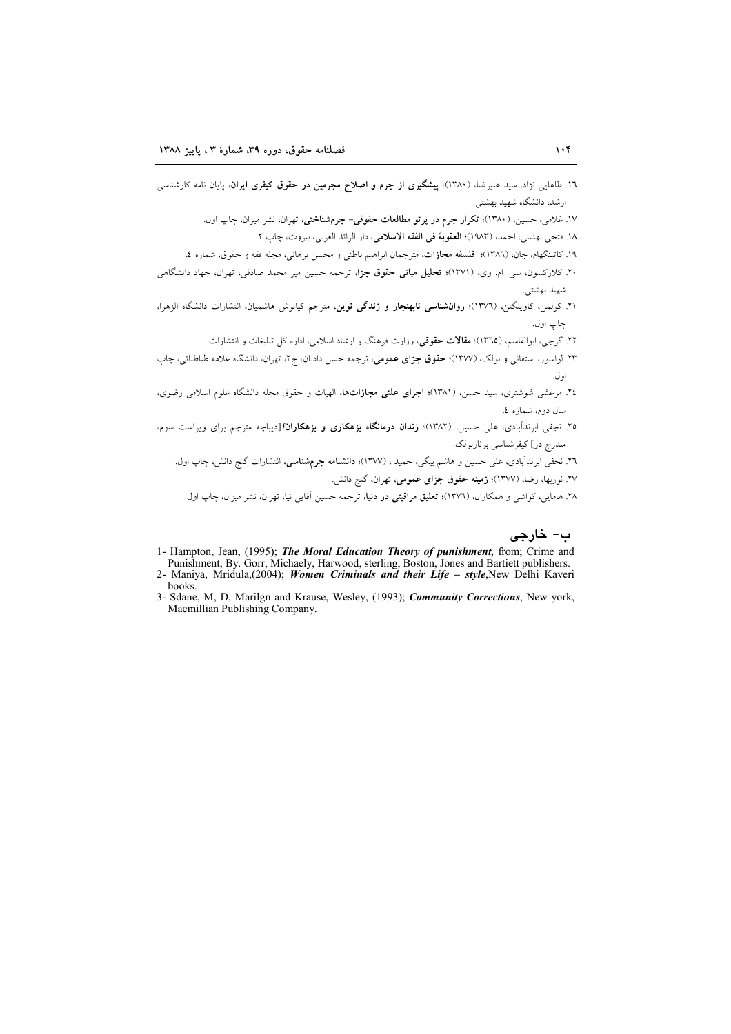۱٦. طاهایی نژاد، سید علیرضا، (۱۳۸۰)؛ **پیشگیری از جرم و اصلاح مجرمین در حقوق کیفری ایران**، پایان نامه کارشناسی ارشد، دانشگاه شهید بهشتی.

۱۷. غلامی، حسین، (۱۳۸۰)؛ **تکرار جرم در پرتو مطالعات حقوقی- جرم‌شناختی**، تهران، نشر میزان، چاپ اول.

۱۸. فتحی بهنسی، احمد، (۱۹۸۳)؛ **العقوبة فی الفقه الاسلامی**، دار الرائد العربی، بیروت، چاپ ۲.

۱۹. کاتینگهام، جان، (۱۳۸٦)؛ **فلسفه مجازات**، مترجمان ابراهیم باطنی و محسن برهانی، مجله فقه و حقوق، شماره ٤.

۲۰. کلارکسون، سی. ام. وی، (۱۳۷۱)؛ **تحلیل مبانی حقوق جزا**، ترجمه حسین میر محمد صادقی، تهران، جهاد دانشگاهی شهید بهشتی.

۲۱. کولمن، کاوینگتن، (۱۳۷٦)؛ **روان‌شناسی نابهنجار و زندگی نوین**، مترجم کیانوش هاشمیان، انتشارات دانشگاه الزهرا، چاپ اول.

۲۲. گرجی، ابوالقاسم، (۱۳٦٥)؛ **مقالات حقوقی**، وزارت فرهنگ و ارشاد اسلامی، اداره کل تبلیغات و انتشارات.

۲۳. لواسور، استفانی و بولک، (۱۳۷۷)؛ **حقوق جزای عمومی**، ترجمه حسن دادبان، ج۲، تهران، دانشگاه علامه طباطبائی، چاپ اول.

۲٤. مرعشی شوشتری، سید حسن، (۱۳۸۱)؛ **اجرای علنی مجازات‌ها**، الهیات و حقوق مجله دانشگاه علوم اسلامی رضوی، سال دوم، شماره ٤.

۲٥. نجفی ابرندآبادی، علی حسین، (۱۳۸۲)؛ **زندان درمانگاه بزهکاری و بزهکاران؟**[دیباچه مترجم برای ویراست سوم، مندرج در] کیفرشناسی برنار بولک.

۲٦. نجفی ابرندآبادی، علی حسین و هاشم بیگی، حمید، (۱۳۷۷)؛ **دانشنامه جرم‌شناسی**، انتشارات گنج دانش، چاپ اول.

۲۷. نوربها، رضا، (۱۳۷۷)؛ **زمینه حقوق جزای عمومی**، تهران، گنج دانش.

۲۸. هامایی، کواشی و همکاران، (۱۳۷٦)؛ **تعلیق مراقبتی در دنیا**، ترجمه حسین آقایی نیا، تهران، نشر میزان، چاپ اول.

## ب- خارجی

1- Hampton, Jean, (1995); ***The Moral Education Theory of punishment,*** from; Crime and Punishment, By. Gorr, Michaely, Harwood, sterling, Boston, Jones and Bartiett publishers.

2- Maniya, Mridula,(2004); ***Women Criminals and their Life – style***,New Delhi Kaveri books.

3- Sdane, M, D, Marilgn and Krause, Wesley, (1993); ***Community Corrections***, New york, Macmillian Publishing Company.